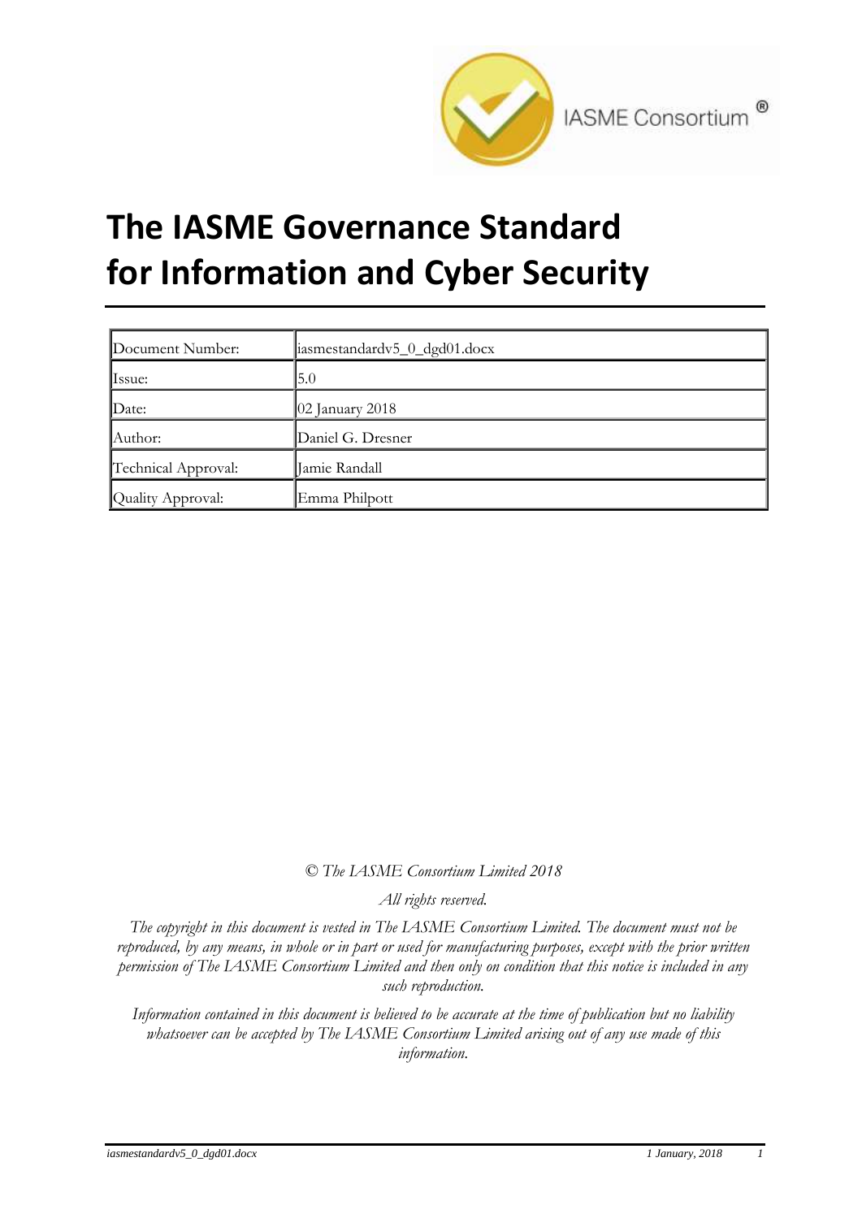IASME Consortium ®

# The IASME Governance Standard for Information and Cyber Security

| Document Number: | iasmestandardv5_0_dgd01.docx |
|---|---|
| Issue: | 5.0 |
| Date: | 02 January 2018 |
| Author: | Daniel G. Dresner |
| Technical Approval: | Jamie Randall |
| Quality Approval: | Emma Philpott |

*© The IASME Consortium Limited 2018*

*All rights reserved.*

*The copyright in this document is vested in The IASME Consortium Limited. The document must not be reproduced, by any means, in whole or in part or used for manufacturing purposes, except with the prior written permission of The IASME Consortium Limited and then only on condition that this notice is included in any such reproduction.*

*Information contained in this document is believed to be accurate at the time of publication but no liability whatsoever can be accepted by The IASME Consortium Limited arising out of any use made of this information.*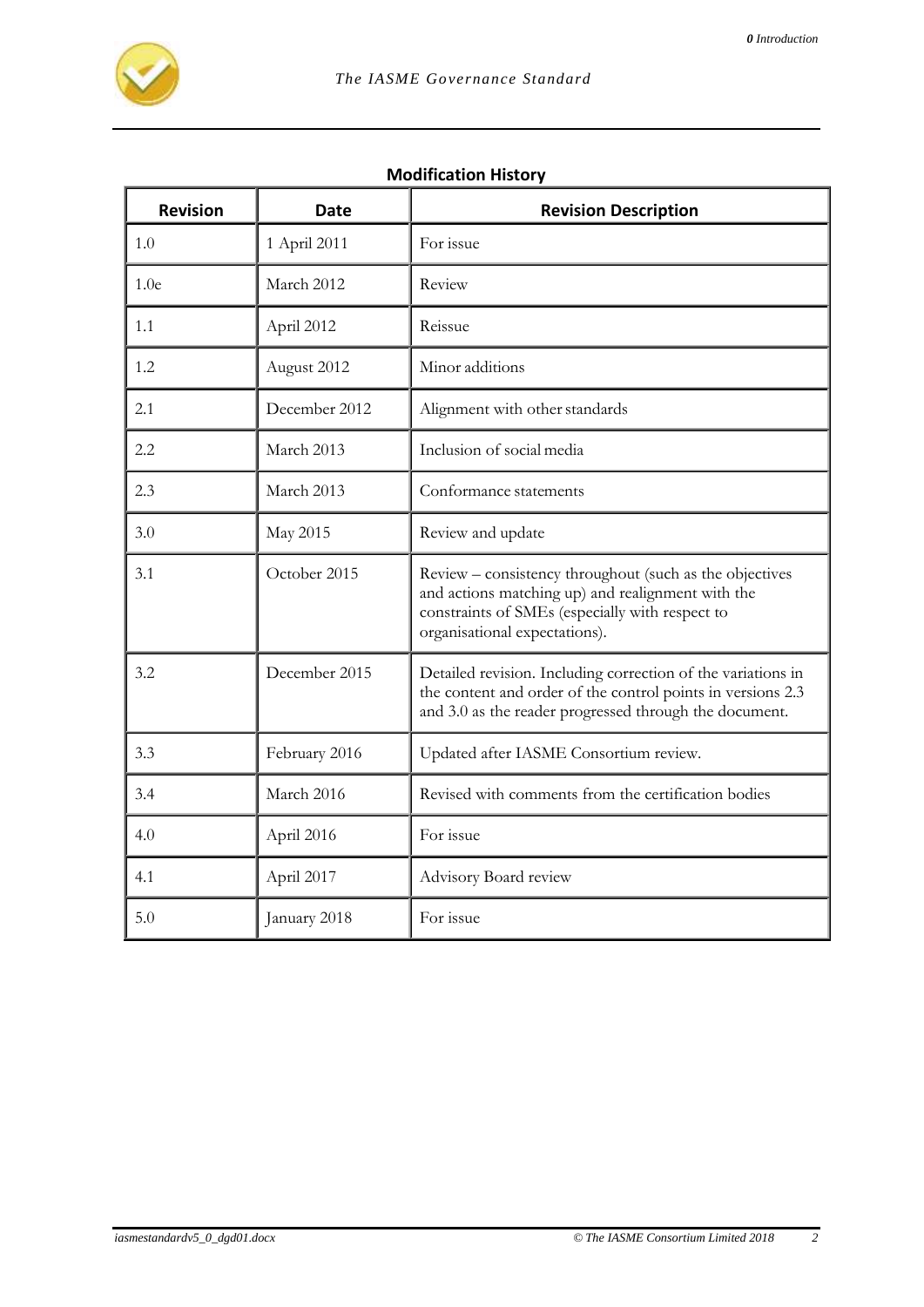**Modification History**

| Revision | Date | Revision Description |
|---|---|---|
| 1.0 | 1 April 2011 | For issue |
| 1.0e | March 2012 | Review |
| 1.1 | April 2012 | Reissue |
| 1.2 | August 2012 | Minor additions |
| 2.1 | December 2012 | Alignment with other standards |
| 2.2 | March 2013 | Inclusion of social media |
| 2.3 | March 2013 | Conformance statements |
| 3.0 | May 2015 | Review and update |
| 3.1 | October 2015 | Review – consistency throughout (such as the objectives and actions matching up) and realignment with the constraints of SMEs (especially with respect to organisational expectations). |
| 3.2 | December 2015 | Detailed revision. Including correction of the variations in the content and order of the control points in versions 2.3 and 3.0 as the reader progressed through the document. |
| 3.3 | February 2016 | Updated after IASME Consortium review. |
| 3.4 | March 2016 | Revised with comments from the certification bodies |
| 4.0 | April 2016 | For issue |
| 4.1 | April 2017 | Advisory Board review |
| 5.0 | January 2018 | For issue |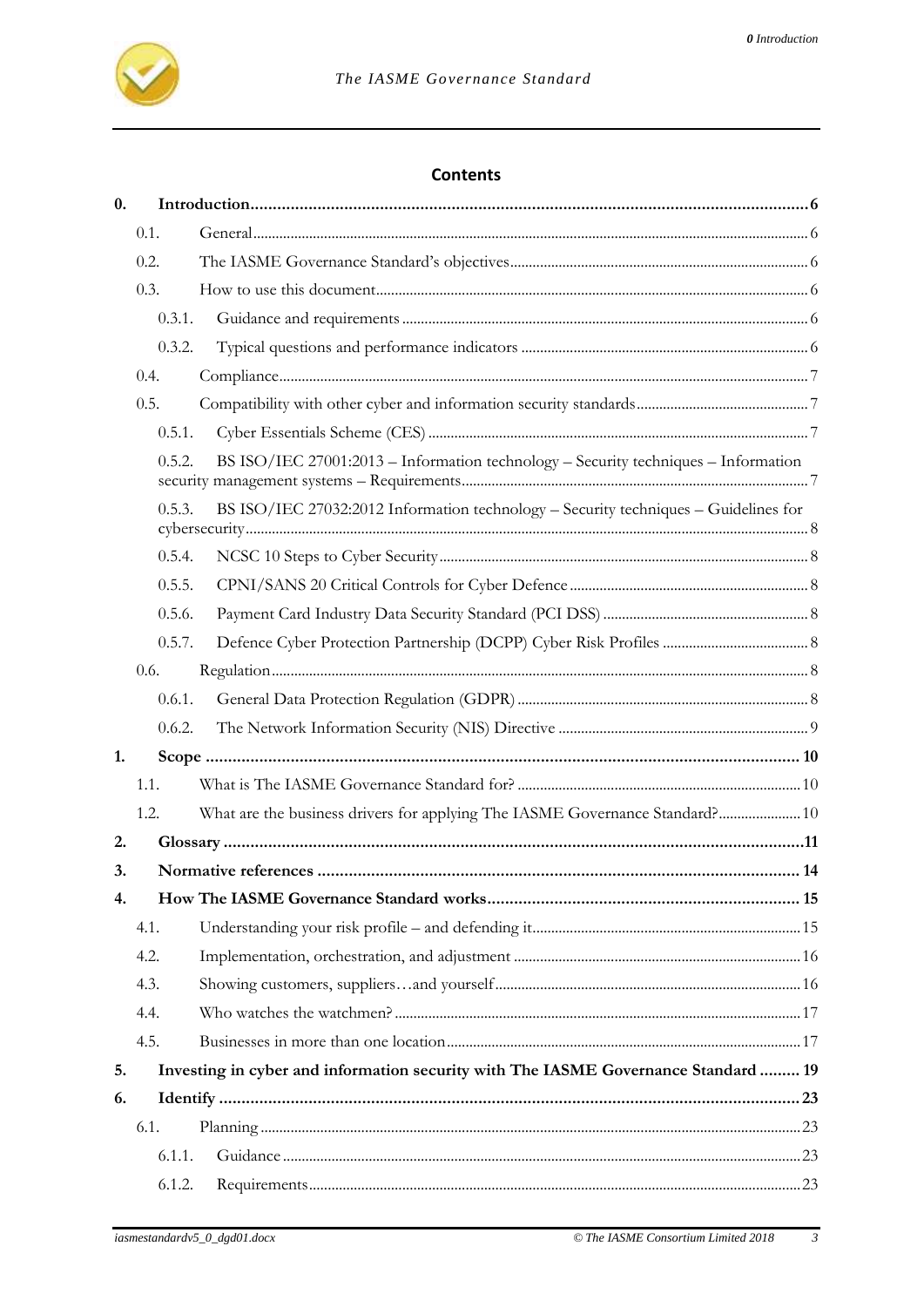## Contents

**0. Introduction** .......... **6**

- 0.1. General .......... 6
- 0.2. The IASME Governance Standard's objectives .......... 6
- 0.3. How to use this document .......... 6
  - 0.3.1. Guidance and requirements .......... 6
  - 0.3.2. Typical questions and performance indicators .......... 6
- 0.4. Compliance .......... 7
- 0.5. Compatibility with other cyber and information security standards .......... 7
  - 0.5.1. Cyber Essentials Scheme (CES) .......... 7
  - 0.5.2. BS ISO/IEC 27001:2013 – Information technology – Security techniques – Information security management systems – Requirements .......... 7
  - 0.5.3. BS ISO/IEC 27032:2012 Information technology – Security techniques – Guidelines for cybersecurity .......... 8
  - 0.5.4. NCSC 10 Steps to Cyber Security .......... 8
  - 0.5.5. CPNI/SANS 20 Critical Controls for Cyber Defence .......... 8
  - 0.5.6. Payment Card Industry Data Security Standard (PCI DSS) .......... 8
  - 0.5.7. Defence Cyber Protection Partnership (DCPP) Cyber Risk Profiles .......... 8
- 0.6. Regulation .......... 8
  - 0.6.1. General Data Protection Regulation (GDPR) .......... 8
  - 0.6.2. The Network Information Security (NIS) Directive .......... 9

**1. Scope** .......... **10**

- 1.1. What is The IASME Governance Standard for? .......... 10
- 1.2. What are the business drivers for applying The IASME Governance Standard? .......... 10

**2. Glossary** .......... **11**

**3. Normative references** .......... **14**

**4. How The IASME Governance Standard works** .......... **15**

- 4.1. Understanding your risk profile – and defending it .......... 15
- 4.2. Implementation, orchestration, and adjustment .......... 16
- 4.3. Showing customers, suppliers…and yourself .......... 16
- 4.4. Who watches the watchmen? .......... 17
- 4.5. Businesses in more than one location .......... 17

**5. Investing in cyber and information security with The IASME Governance Standard** .......... **19**

**6. Identify** .......... **23**

- 6.1. Planning .......... 23
  - 6.1.1. Guidance .......... 23
  - 6.1.2. Requirements .......... 23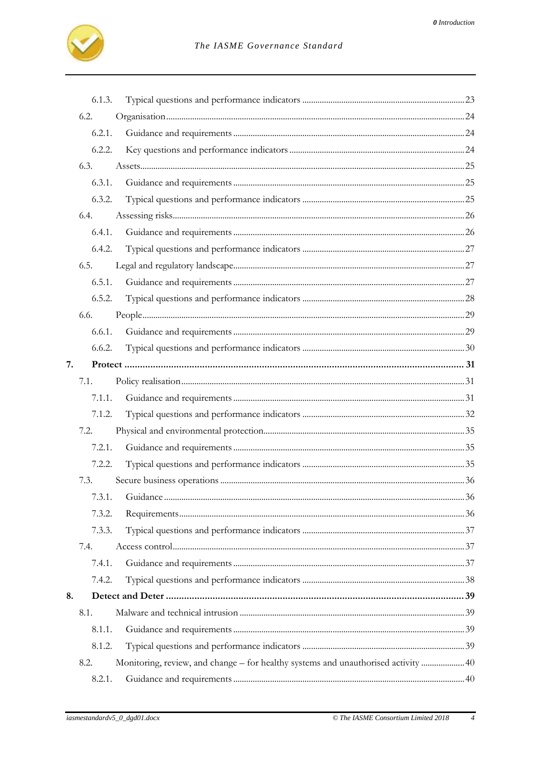- 6.1.3. Typical questions and performance indicators ... 23
- 6.2. Organisation ... 24
  - 6.2.1. Guidance and requirements ... 24
  - 6.2.2. Key questions and performance indicators ... 24
- 6.3. Assets ... 25
  - 6.3.1. Guidance and requirements ... 25
  - 6.3.2. Typical questions and performance indicators ... 25
- 6.4. Assessing risks ... 26
  - 6.4.1. Guidance and requirements ... 26
  - 6.4.2. Typical questions and performance indicators ... 27
- 6.5. Legal and regulatory landscape ... 27
  - 6.5.1. Guidance and requirements ... 27
  - 6.5.2. Typical questions and performance indicators ... 28
- 6.6. People ... 29
  - 6.6.1. Guidance and requirements ... 29
  - 6.6.2. Typical questions and performance indicators ... 30

**7. Protect ... 31**

- 7.1. Policy realisation ... 31
  - 7.1.1. Guidance and requirements ... 31
  - 7.1.2. Typical questions and performance indicators ... 32
- 7.2. Physical and environmental protection ... 35
  - 7.2.1. Guidance and requirements ... 35
  - 7.2.2. Typical questions and performance indicators ... 35
- 7.3. Secure business operations ... 36
  - 7.3.1. Guidance ... 36
  - 7.3.2. Requirements ... 36
  - 7.3.3. Typical questions and performance indicators ... 37
- 7.4. Access control ... 37
  - 7.4.1. Guidance and requirements ... 37
  - 7.4.2. Typical questions and performance indicators ... 38

**8. Detect and Deter ... 39**

- 8.1. Malware and technical intrusion ... 39
  - 8.1.1. Guidance and requirements ... 39
  - 8.1.2. Typical questions and performance indicators ... 39
- 8.2. Monitoring, review, and change – for healthy systems and unauthorised activity ... 40
  - 8.2.1. Guidance and requirements ... 40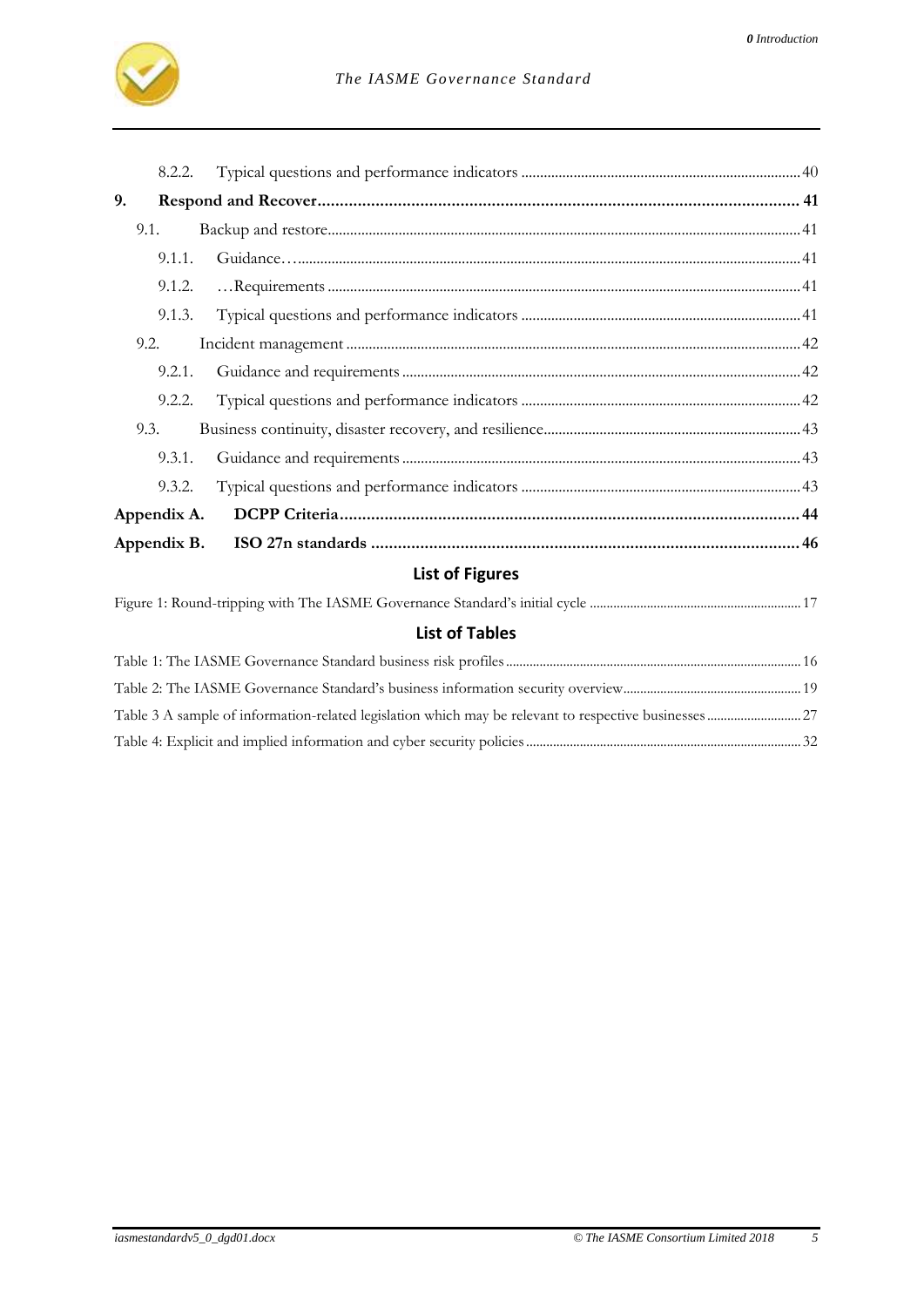8.2.2. Typical questions and performance indicators ........................................................................ 40

**9. Respond and Recover ........................................................................................................ 41**

9.1. Backup and restore ........................................................................................................ 41

9.1.1. Guidance… ................................................................................................................ 41

9.1.2. …Requirements ......................................................................................................... 41

9.1.3. Typical questions and performance indicators ........................................................................ 41

9.2. Incident management ..................................................................................................... 42

9.2.1. Guidance and requirements .............................................................................................. 42

9.2.2. Typical questions and performance indicators ........................................................................ 42

9.3. Business continuity, disaster recovery, and resilience ....................................................... 43

9.3.1. Guidance and requirements .............................................................................................. 43

9.3.2. Typical questions and performance indicators ........................................................................ 43

**Appendix A. DCPP Criteria ..................................................................................................... 44**

**Appendix B. ISO 27n standards ............................................................................................... 46**

## List of Figures

Figure 1: Round-tripping with The IASME Governance Standard's initial cycle ........................................ 17

## List of Tables

Table 1: The IASME Governance Standard business risk profiles ............................................................ 16

Table 2: The IASME Governance Standard's business information security overview ............................... 19

Table 3 A sample of information-related legislation which may be relevant to respective businesses .......... 27

Table 4: Explicit and implied information and cyber security policies ..................................................... 32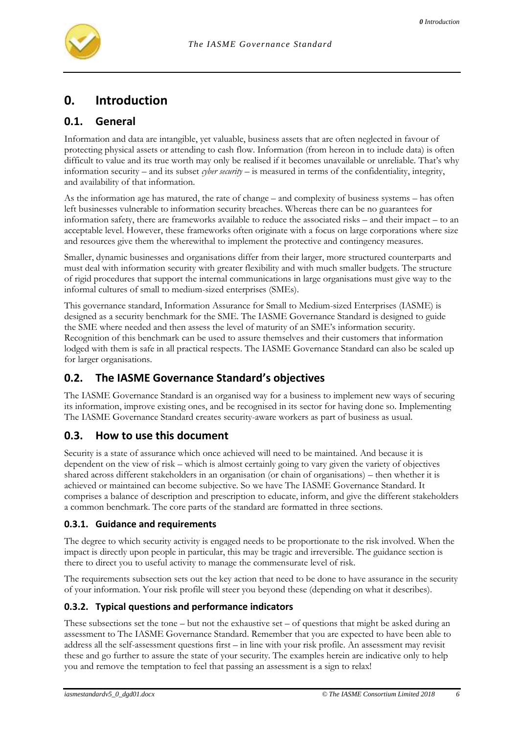# 0. Introduction

## 0.1. General

Information and data are intangible, yet valuable, business assets that are often neglected in favour of protecting physical assets or attending to cash flow. Information (from hereon in to include data) is often difficult to value and its true worth may only be realised if it becomes unavailable or unreliable. That's why information security – and its subset *cyber security* – is measured in terms of the confidentiality, integrity, and availability of that information.

As the information age has matured, the rate of change – and complexity of business systems – has often left businesses vulnerable to information security breaches. Whereas there can be no guarantees for information safety, there are frameworks available to reduce the associated risks – and their impact – to an acceptable level. However, these frameworks often originate with a focus on large corporations where size and resources give them the wherewithal to implement the protective and contingency measures.

Smaller, dynamic businesses and organisations differ from their larger, more structured counterparts and must deal with information security with greater flexibility and with much smaller budgets. The structure of rigid procedures that support the internal communications in large organisations must give way to the informal cultures of small to medium-sized enterprises (SMEs).

This governance standard, Information Assurance for Small to Medium-sized Enterprises (IASME) is designed as a security benchmark for the SME. The IASME Governance Standard is designed to guide the SME where needed and then assess the level of maturity of an SME's information security. Recognition of this benchmark can be used to assure themselves and their customers that information lodged with them is safe in all practical respects. The IASME Governance Standard can also be scaled up for larger organisations.

## 0.2. The IASME Governance Standard's objectives

The IASME Governance Standard is an organised way for a business to implement new ways of securing its information, improve existing ones, and be recognised in its sector for having done so. Implementing The IASME Governance Standard creates security-aware workers as part of business as usual.

## 0.3. How to use this document

Security is a state of assurance which once achieved will need to be maintained. And because it is dependent on the view of risk – which is almost certainly going to vary given the variety of objectives shared across different stakeholders in an organisation (or chain of organisations) – then whether it is achieved or maintained can become subjective. So we have The IASME Governance Standard. It comprises a balance of description and prescription to educate, inform, and give the different stakeholders a common benchmark. The core parts of the standard are formatted in three sections.

### 0.3.1. Guidance and requirements

The degree to which security activity is engaged needs to be proportionate to the risk involved. When the impact is directly upon people in particular, this may be tragic and irreversible. The guidance section is there to direct you to useful activity to manage the commensurate level of risk.

The requirements subsection sets out the key action that need to be done to have assurance in the security of your information. Your risk profile will steer you beyond these (depending on what it describes).

### 0.3.2. Typical questions and performance indicators

These subsections set the tone – but not the exhaustive set – of questions that might be asked during an assessment to The IASME Governance Standard. Remember that you are expected to have been able to address all the self-assessment questions first – in line with your risk profile. An assessment may revisit these and go further to assure the state of your security. The examples herein are indicative only to help you and remove the temptation to feel that passing an assessment is a sign to relax!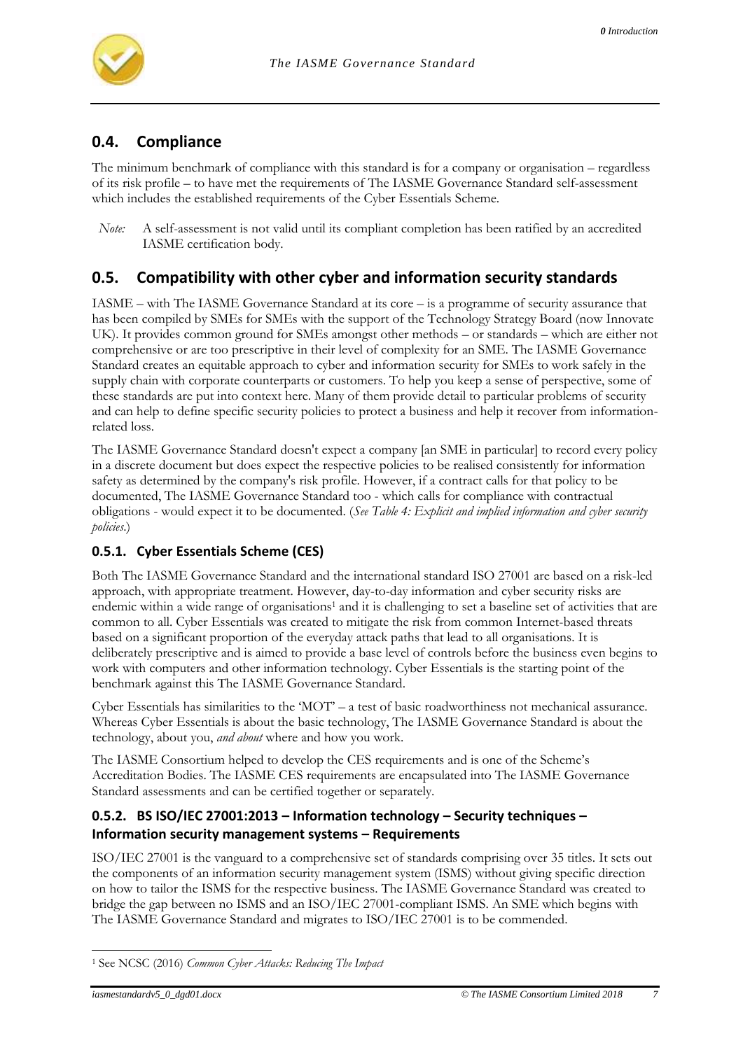## 0.4. Compliance

The minimum benchmark of compliance with this standard is for a company or organisation – regardless of its risk profile – to have met the requirements of The IASME Governance Standard self-assessment which includes the established requirements of the Cyber Essentials Scheme.

*Note:* A self-assessment is not valid until its compliant completion has been ratified by an accredited IASME certification body.

## 0.5. Compatibility with other cyber and information security standards

IASME – with The IASME Governance Standard at its core – is a programme of security assurance that has been compiled by SMEs for SMEs with the support of the Technology Strategy Board (now Innovate UK). It provides common ground for SMEs amongst other methods – or standards – which are either not comprehensive or are too prescriptive in their level of complexity for an SME. The IASME Governance Standard creates an equitable approach to cyber and information security for SMEs to work safely in the supply chain with corporate counterparts or customers. To help you keep a sense of perspective, some of these standards are put into context here. Many of them provide detail to particular problems of security and can help to define specific security policies to protect a business and help it recover from information-related loss.

The IASME Governance Standard doesn't expect a company [an SME in particular] to record every policy in a discrete document but does expect the respective policies to be realised consistently for information safety as determined by the company's risk profile. However, if a contract calls for that policy to be documented, The IASME Governance Standard too - which calls for compliance with contractual obligations - would expect it to be documented. (*See Table 4: Explicit and implied information and cyber security policies*.)

### 0.5.1. Cyber Essentials Scheme (CES)

Both The IASME Governance Standard and the international standard ISO 27001 are based on a risk-led approach, with appropriate treatment. However, day-to-day information and cyber security risks are endemic within a wide range of organisations[1] and it is challenging to set a baseline set of activities that are common to all. Cyber Essentials was created to mitigate the risk from common Internet-based threats based on a significant proportion of the everyday attack paths that lead to all organisations. It is deliberately prescriptive and is aimed to provide a base level of controls before the business even begins to work with computers and other information technology. Cyber Essentials is the starting point of the benchmark against this The IASME Governance Standard.

Cyber Essentials has similarities to the 'MOT' – a test of basic roadworthiness not mechanical assurance. Whereas Cyber Essentials is about the basic technology, The IASME Governance Standard is about the technology, about you, *and about* where and how you work.

The IASME Consortium helped to develop the CES requirements and is one of the Scheme's Accreditation Bodies. The IASME CES requirements are encapsulated into The IASME Governance Standard assessments and can be certified together or separately.

### 0.5.2. BS ISO/IEC 27001:2013 – Information technology – Security techniques – Information security management systems – Requirements

ISO/IEC 27001 is the vanguard to a comprehensive set of standards comprising over 35 titles. It sets out the components of an information security management system (ISMS) without giving specific direction on how to tailor the ISMS for the respective business. The IASME Governance Standard was created to bridge the gap between no ISMS and an ISO/IEC 27001-compliant ISMS. An SME which begins with The IASME Governance Standard and migrates to ISO/IEC 27001 is to be commended.

---

[1] See NCSC (2016) *Common Cyber Attacks: Reducing The Impact*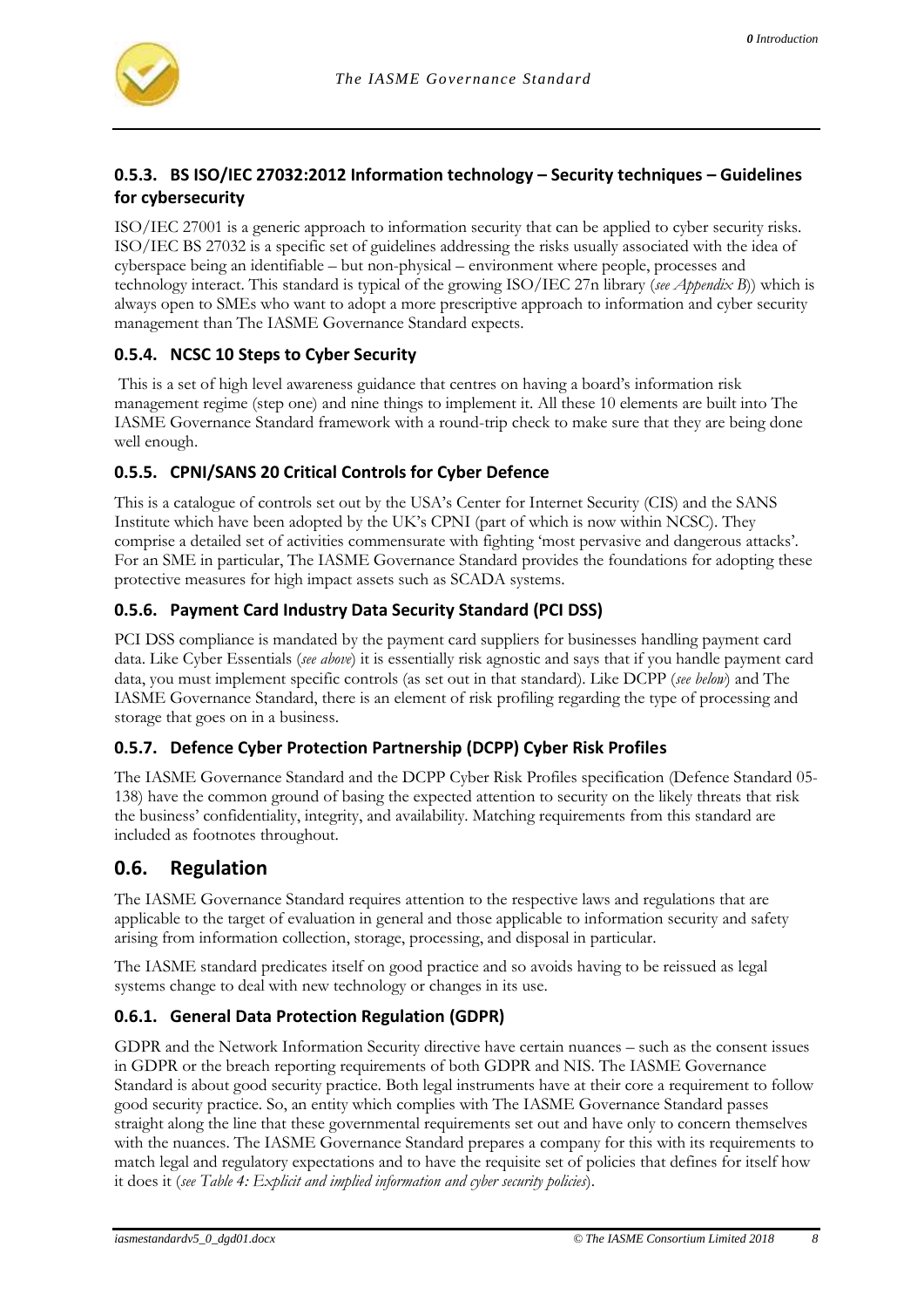### 0.5.3. BS ISO/IEC 27032:2012 Information technology – Security techniques – Guidelines for cybersecurity

ISO/IEC 27001 is a generic approach to information security that can be applied to cyber security risks. ISO/IEC BS 27032 is a specific set of guidelines addressing the risks usually associated with the idea of cyberspace being an identifiable – but non-physical – environment where people, processes and technology interact. This standard is typical of the growing ISO/IEC 27n library (*see Appendix B*)) which is always open to SMEs who want to adopt a more prescriptive approach to information and cyber security management than The IASME Governance Standard expects.

### 0.5.4. NCSC 10 Steps to Cyber Security

This is a set of high level awareness guidance that centres on having a board's information risk management regime (step one) and nine things to implement it. All these 10 elements are built into The IASME Governance Standard framework with a round-trip check to make sure that they are being done well enough.

### 0.5.5. CPNI/SANS 20 Critical Controls for Cyber Defence

This is a catalogue of controls set out by the USA's Center for Internet Security (CIS) and the SANS Institute which have been adopted by the UK's CPNI (part of which is now within NCSC). They comprise a detailed set of activities commensurate with fighting 'most pervasive and dangerous attacks'. For an SME in particular, The IASME Governance Standard provides the foundations for adopting these protective measures for high impact assets such as SCADA systems.

### 0.5.6. Payment Card Industry Data Security Standard (PCI DSS)

PCI DSS compliance is mandated by the payment card suppliers for businesses handling payment card data. Like Cyber Essentials (*see above*) it is essentially risk agnostic and says that if you handle payment card data, you must implement specific controls (as set out in that standard). Like DCPP (*see below*) and The IASME Governance Standard, there is an element of risk profiling regarding the type of processing and storage that goes on in a business.

### 0.5.7. Defence Cyber Protection Partnership (DCPP) Cyber Risk Profiles

The IASME Governance Standard and the DCPP Cyber Risk Profiles specification (Defence Standard 05-138) have the common ground of basing the expected attention to security on the likely threats that risk the business' confidentiality, integrity, and availability. Matching requirements from this standard are included as footnotes throughout.

## 0.6. Regulation

The IASME Governance Standard requires attention to the respective laws and regulations that are applicable to the target of evaluation in general and those applicable to information security and safety arising from information collection, storage, processing, and disposal in particular.

The IASME standard predicates itself on good practice and so avoids having to be reissued as legal systems change to deal with new technology or changes in its use.

### 0.6.1. General Data Protection Regulation (GDPR)

GDPR and the Network Information Security directive have certain nuances – such as the consent issues in GDPR or the breach reporting requirements of both GDPR and NIS. The IASME Governance Standard is about good security practice. Both legal instruments have at their core a requirement to follow good security practice. So, an entity which complies with The IASME Governance Standard passes straight along the line that these governmental requirements set out and have only to concern themselves with the nuances. The IASME Governance Standard prepares a company for this with its requirements to match legal and regulatory expectations and to have the requisite set of policies that defines for itself how it does it (*see Table 4: Explicit and implied information and cyber security policies*).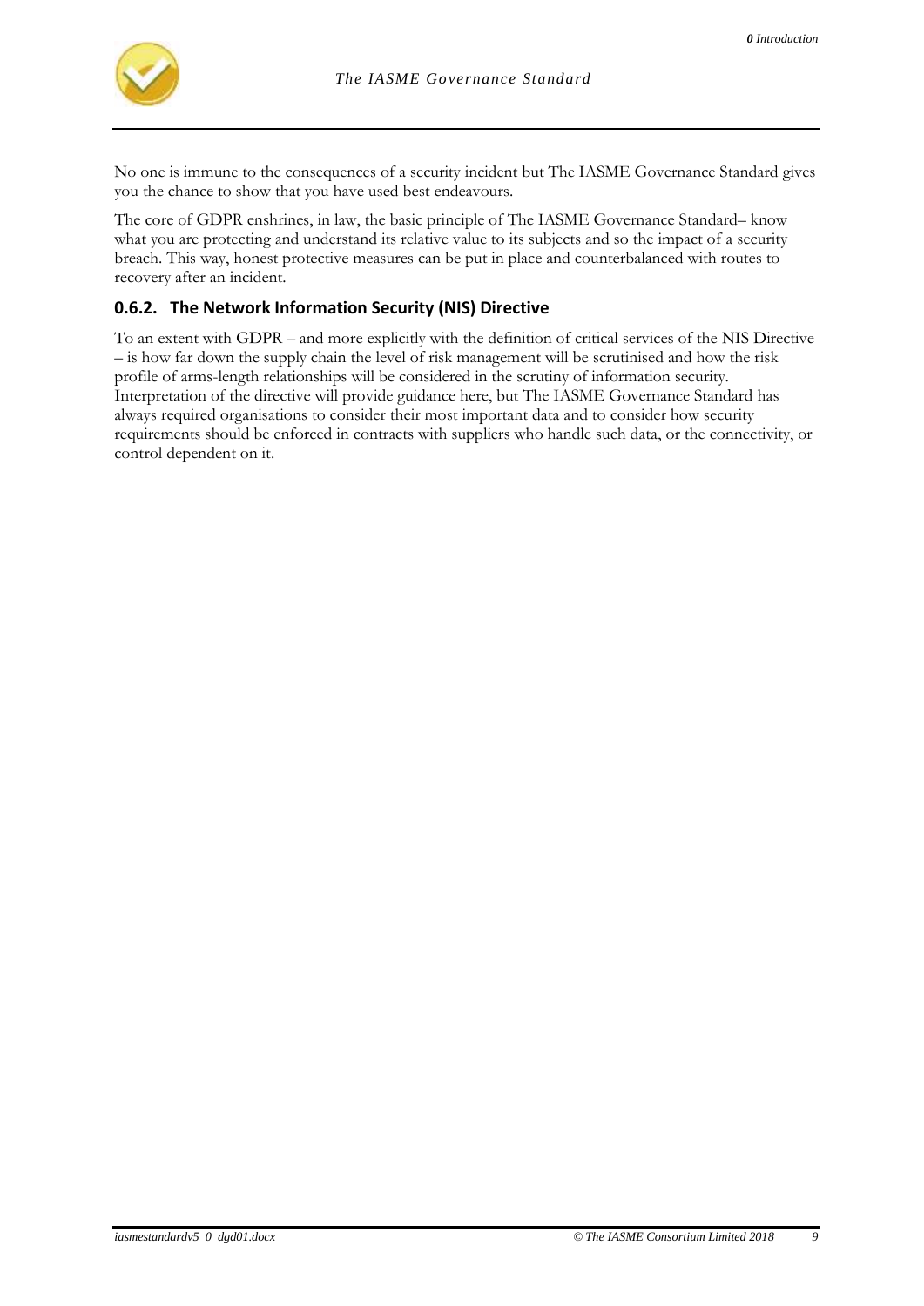No one is immune to the consequences of a security incident but The IASME Governance Standard gives you the chance to show that you have used best endeavours.

The core of GDPR enshrines, in law, the basic principle of The IASME Governance Standard– know what you are protecting and understand its relative value to its subjects and so the impact of a security breach. This way, honest protective measures can be put in place and counterbalanced with routes to recovery after an incident.

### 0.6.2. The Network Information Security (NIS) Directive

To an extent with GDPR – and more explicitly with the definition of critical services of the NIS Directive – is how far down the supply chain the level of risk management will be scrutinised and how the risk profile of arms-length relationships will be considered in the scrutiny of information security. Interpretation of the directive will provide guidance here, but The IASME Governance Standard has always required organisations to consider their most important data and to consider how security requirements should be enforced in contracts with suppliers who handle such data, or the connectivity, or control dependent on it.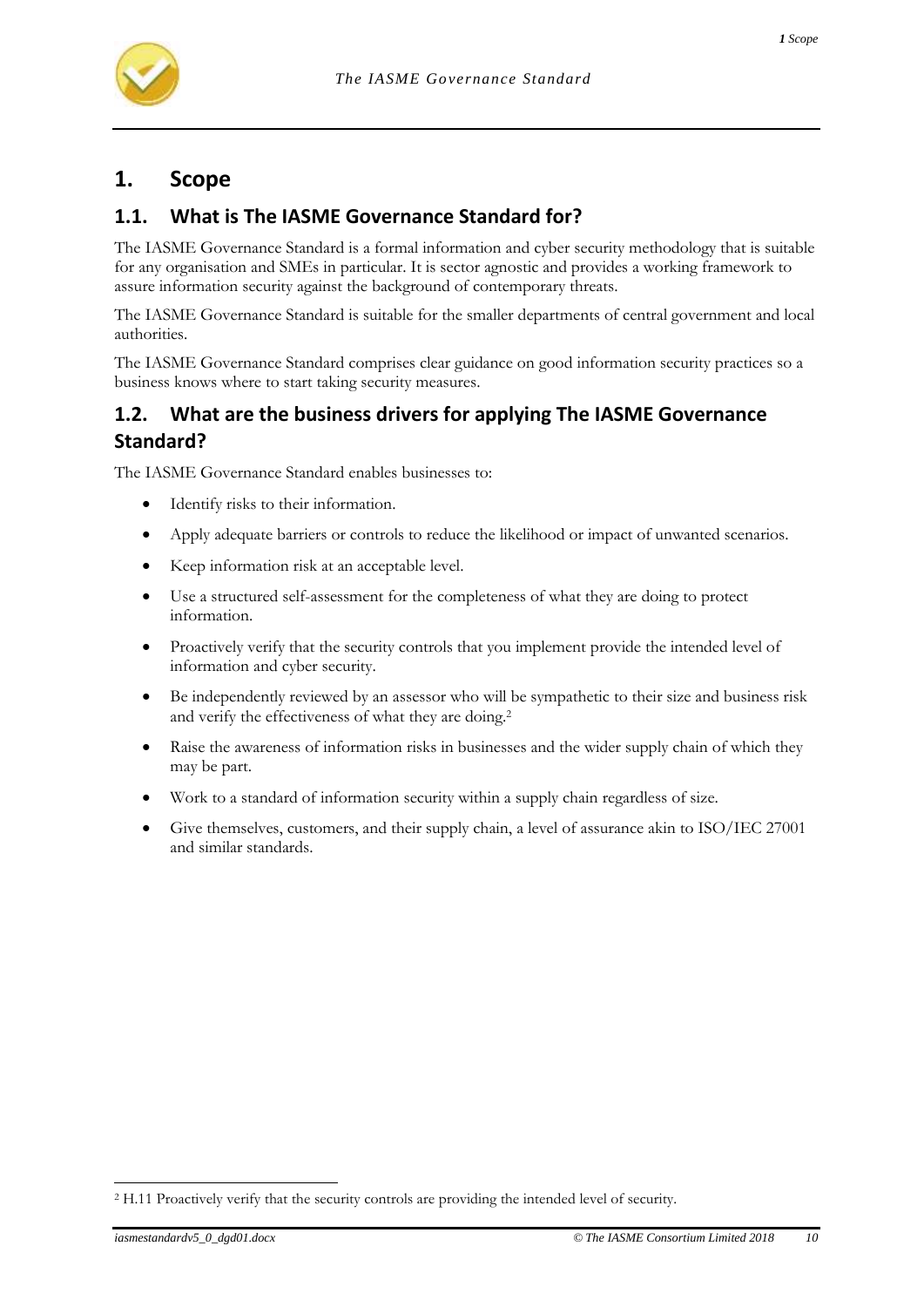# 1. Scope

## 1.1. What is The IASME Governance Standard for?

The IASME Governance Standard is a formal information and cyber security methodology that is suitable for any organisation and SMEs in particular. It is sector agnostic and provides a working framework to assure information security against the background of contemporary threats.

The IASME Governance Standard is suitable for the smaller departments of central government and local authorities.

The IASME Governance Standard comprises clear guidance on good information security practices so a business knows where to start taking security measures.

## 1.2. What are the business drivers for applying The IASME Governance Standard?

The IASME Governance Standard enables businesses to:

- Identify risks to their information.
- Apply adequate barriers or controls to reduce the likelihood or impact of unwanted scenarios.
- Keep information risk at an acceptable level.
- Use a structured self-assessment for the completeness of what they are doing to protect information.
- Proactively verify that the security controls that you implement provide the intended level of information and cyber security.
- Be independently reviewed by an assessor who will be sympathetic to their size and business risk and verify the effectiveness of what they are doing.[2]
- Raise the awareness of information risks in businesses and the wider supply chain of which they may be part.
- Work to a standard of information security within a supply chain regardless of size.
- Give themselves, customers, and their supply chain, a level of assurance akin to ISO/IEC 27001 and similar standards.

[2] H.11 Proactively verify that the security controls are providing the intended level of security.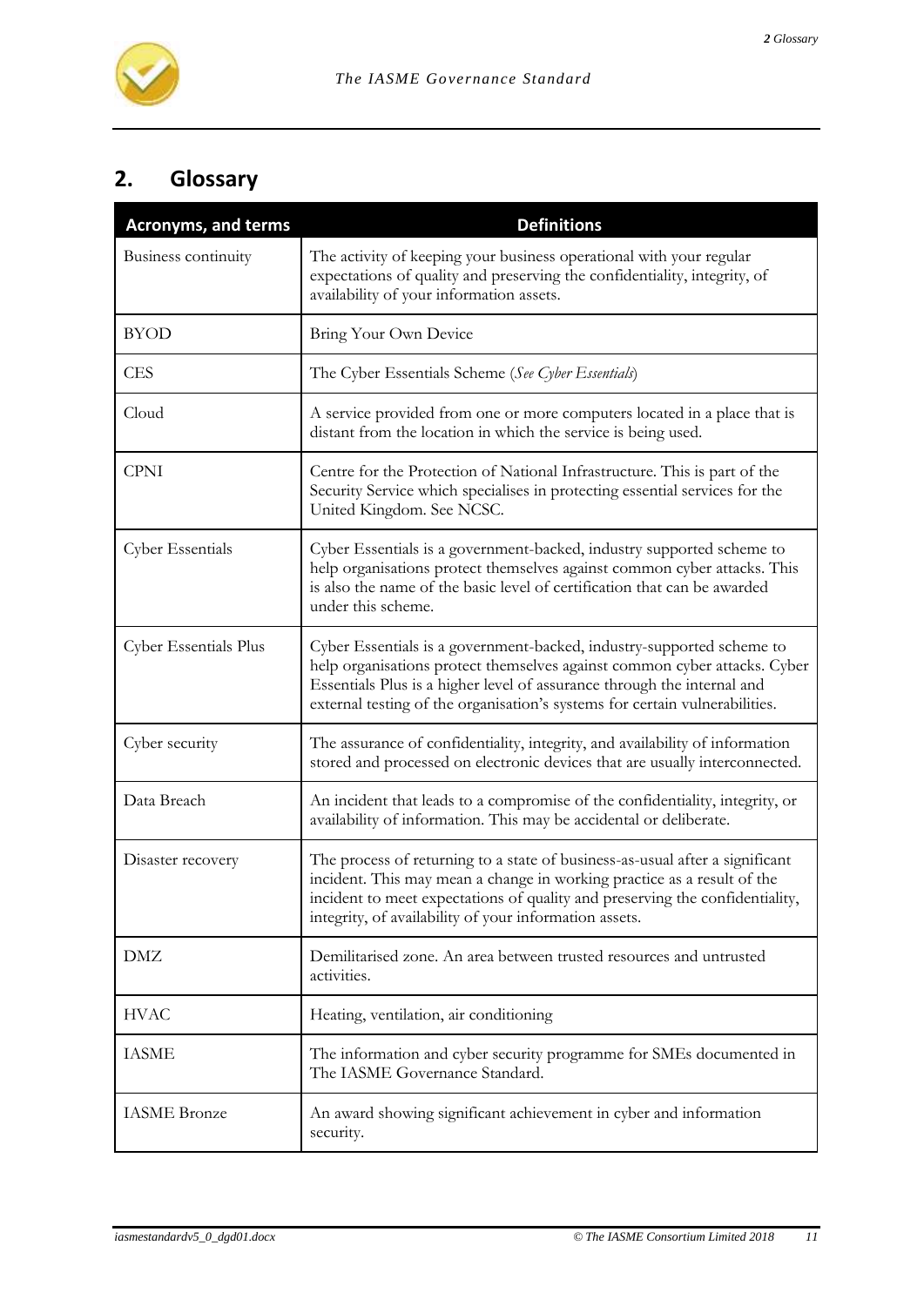## 2. Glossary

| Acronyms, and terms | Definitions |
|---|---|
| Business continuity | The activity of keeping your business operational with your regular expectations of quality and preserving the confidentiality, integrity, of availability of your information assets. |
| BYOD | Bring Your Own Device |
| CES | The Cyber Essentials Scheme (*See Cyber Essentials*) |
| Cloud | A service provided from one or more computers located in a place that is distant from the location in which the service is being used. |
| CPNI | Centre for the Protection of National Infrastructure. This is part of the Security Service which specialises in protecting essential services for the United Kingdom. See NCSC. |
| Cyber Essentials | Cyber Essentials is a government-backed, industry supported scheme to help organisations protect themselves against common cyber attacks. This is also the name of the basic level of certification that can be awarded under this scheme. |
| Cyber Essentials Plus | Cyber Essentials is a government-backed, industry-supported scheme to help organisations protect themselves against common cyber attacks. Cyber Essentials Plus is a higher level of assurance through the internal and external testing of the organisation's systems for certain vulnerabilities. |
| Cyber security | The assurance of confidentiality, integrity, and availability of information stored and processed on electronic devices that are usually interconnected. |
| Data Breach | An incident that leads to a compromise of the confidentiality, integrity, or availability of information. This may be accidental or deliberate. |
| Disaster recovery | The process of returning to a state of business-as-usual after a significant incident. This may mean a change in working practice as a result of the incident to meet expectations of quality and preserving the confidentiality, integrity, of availability of your information assets. |
| DMZ | Demilitarised zone. An area between trusted resources and untrusted activities. |
| HVAC | Heating, ventilation, air conditioning |
| IASME | The information and cyber security programme for SMEs documented in The IASME Governance Standard. |
| IASME Bronze | An award showing significant achievement in cyber and information security. |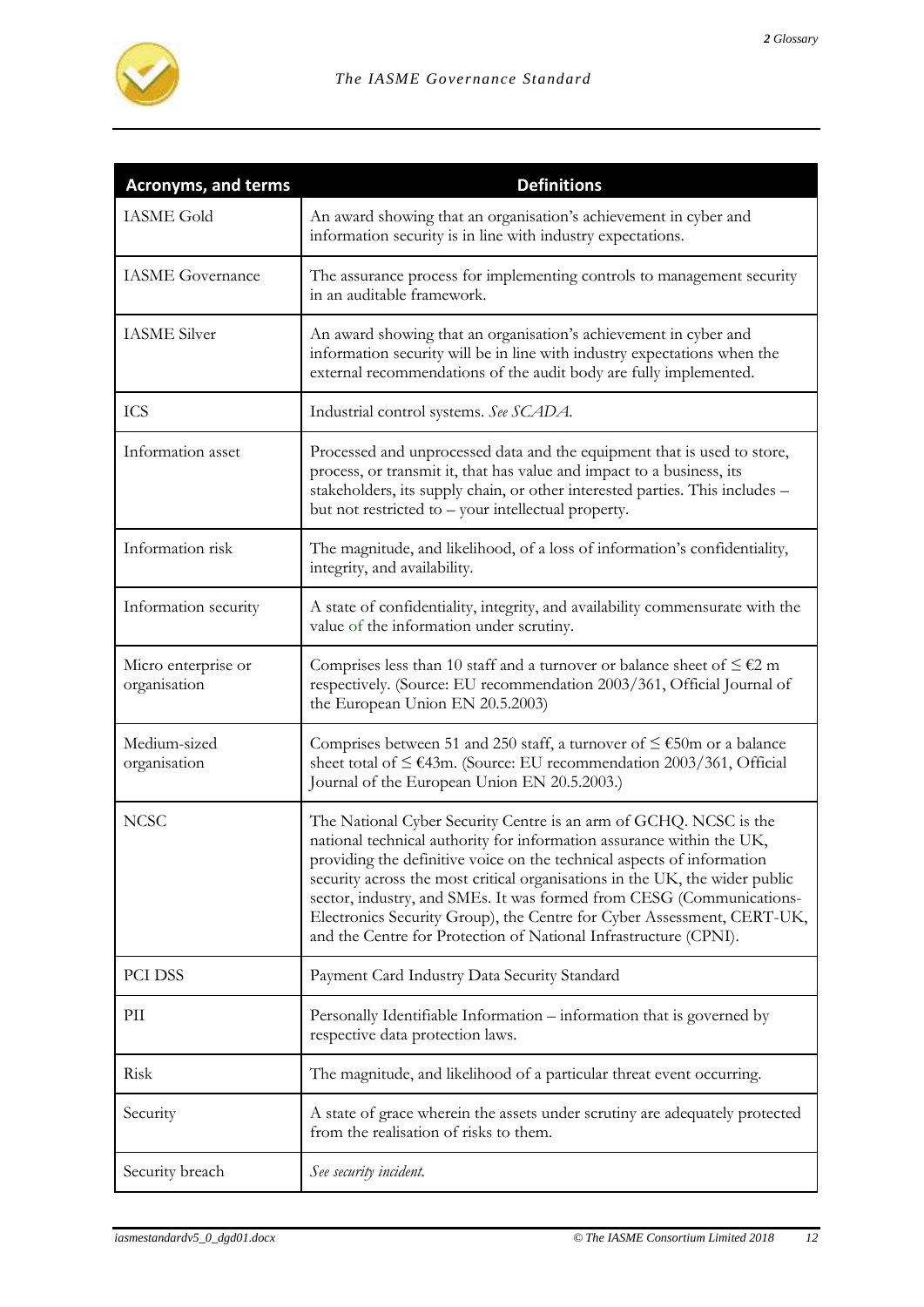| Acronyms, and terms | Definitions |
|---|---|
| IASME Gold | An award showing that an organisation's achievement in cyber and information security is in line with industry expectations. |
| IASME Governance | The assurance process for implementing controls to management security in an auditable framework. |
| IASME Silver | An award showing that an organisation's achievement in cyber and information security will be in line with industry expectations when the external recommendations of the audit body are fully implemented. |
| ICS | Industrial control systems. *See SCADA.* |
| Information asset | Processed and unprocessed data and the equipment that is used to store, process, or transmit it, that has value and impact to a business, its stakeholders, its supply chain, or other interested parties. This includes – but not restricted to – your intellectual property. |
| Information risk | The magnitude, and likelihood, of a loss of information's confidentiality, integrity, and availability. |
| Information security | A state of confidentiality, integrity, and availability commensurate with the value of the information under scrutiny. |
| Micro enterprise or organisation | Comprises less than 10 staff and a turnover or balance sheet of ≤ €2 m respectively. (Source: EU recommendation 2003/361, Official Journal of the European Union EN 20.5.2003) |
| Medium-sized organisation | Comprises between 51 and 250 staff, a turnover of ≤ €50m or a balance sheet of ≤ €43m. (Source: EU recommendation 2003/361, Official Journal of the European Union EN 20.5.2003.) |
| NCSC | The National Cyber Security Centre is an arm of GCHQ. NCSC is the national technical authority for information assurance within the UK, providing the definitive voice on the technical aspects of information security across the most critical organisations in the UK, the wider public sector, industry, and SMEs. It was formed from CESG (Communications-Electronics Security Group), the Centre for Cyber Assessment, CERT-UK, and the Centre for Protection of National Infrastructure (CPNI). |
| PCI DSS | Payment Card Industry Data Security Standard |
| PII | Personally Identifiable Information – information that is governed by respective data protection laws. |
| Risk | The magnitude, and likelihood of a particular threat event occurring. |
| Security | A state of grace wherein the assets under scrutiny are adequately protected from the realisation of risks to them. |
| Security breach | *See security incident.* |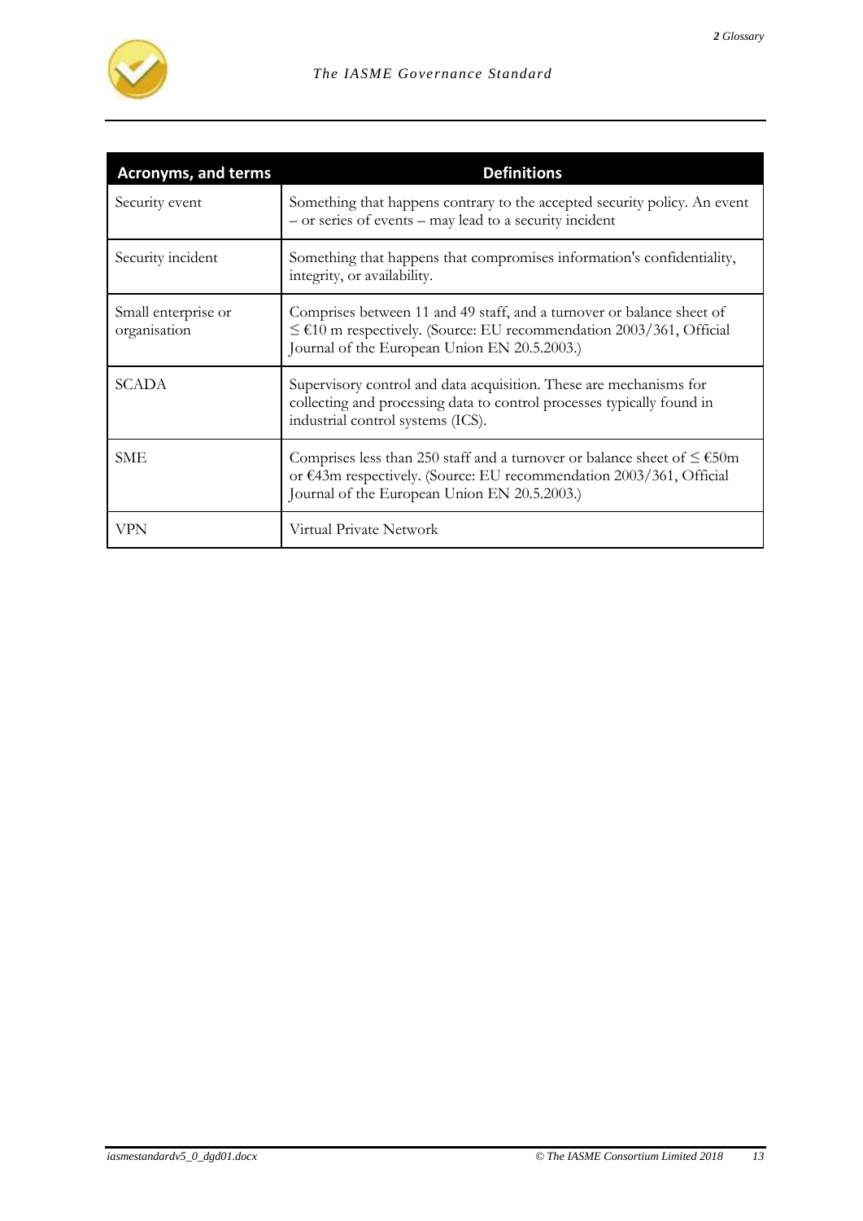| Acronyms, and terms | Definitions |
|---|---|
| Security event | Something that happens contrary to the accepted security policy. An event – or series of events – may lead to a security incident |
| Security incident | Something that happens that compromises information's confidentiality, integrity, or availability. |
| Small enterprise or organisation | Comprises between 11 and 49 staff, and a turnover or balance sheet of ≤ €10 m respectively. (Source: EU recommendation 2003/361, Official Journal of the European Union EN 20.5.2003.) |
| SCADA | Supervisory control and data acquisition. These are mechanisms for collecting and processing data to control processes typically found in industrial control systems (ICS). |
| SME | Comprises less than 250 staff and a turnover or balance sheet of ≤ €50m or €43m respectively. (Source: EU recommendation 2003/361, Official Journal of the European Union EN 20.5.2003.) |
| VPN | Virtual Private Network |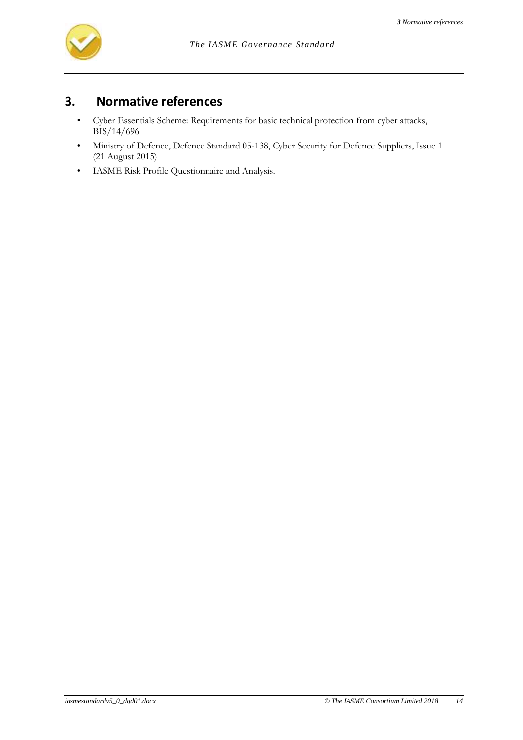## 3. Normative references

- Cyber Essentials Scheme: Requirements for basic technical protection from cyber attacks, BIS/14/696
- Ministry of Defence, Defence Standard 05-138, Cyber Security for Defence Suppliers, Issue 1 (21 August 2015)
- IASME Risk Profile Questionnaire and Analysis.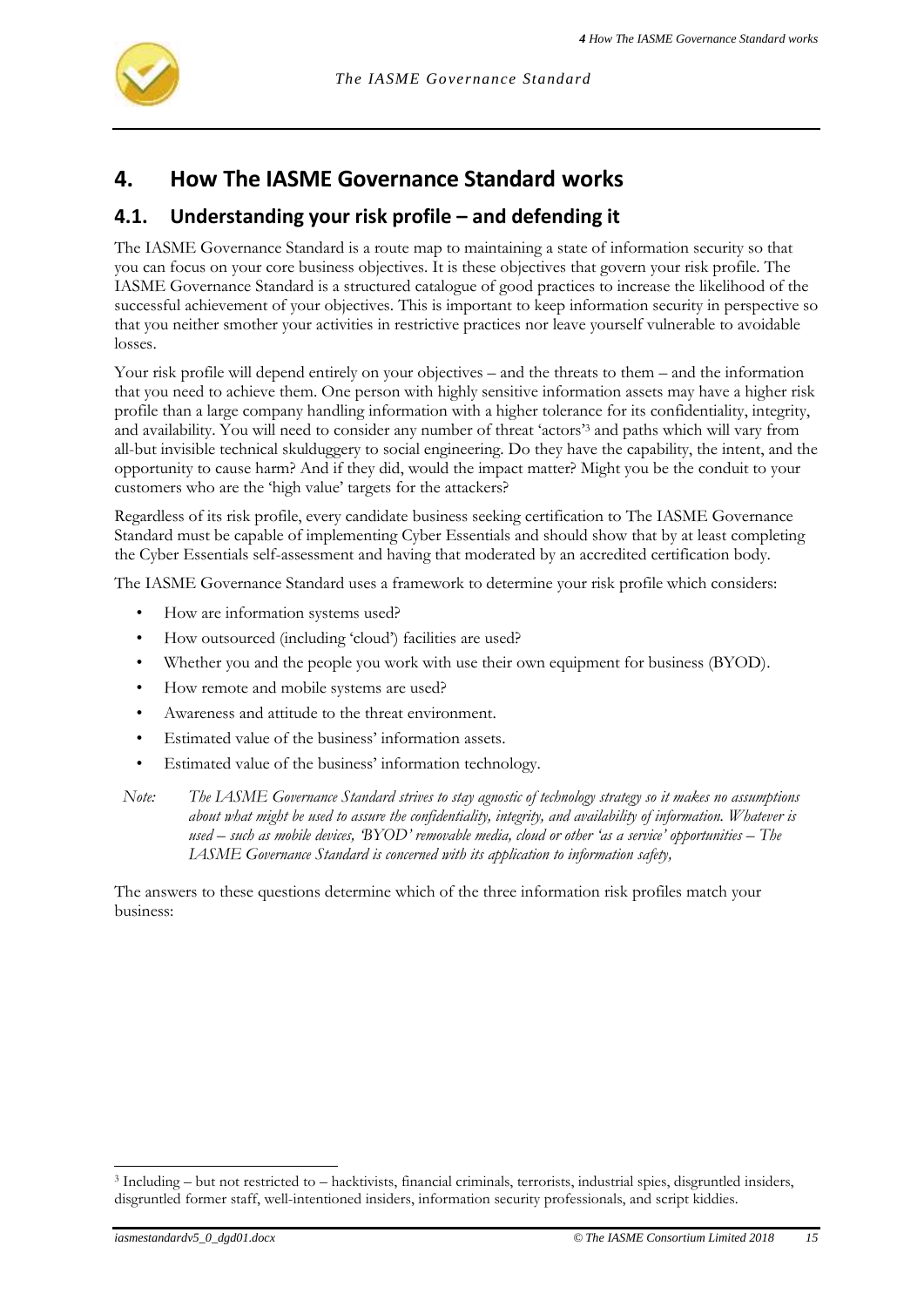# 4. How The IASME Governance Standard works

## 4.1. Understanding your risk profile – and defending it

The IASME Governance Standard is a route map to maintaining a state of information security so that you can focus on your core business objectives. It is these objectives that govern your risk profile. The IASME Governance Standard is a structured catalogue of good practices to increase the likelihood of the successful achievement of your objectives. This is important to keep information security in perspective so that you neither smother your activities in restrictive practices nor leave yourself vulnerable to avoidable losses.

Your risk profile will depend entirely on your objectives – and the threats to them – and the information that you need to achieve them. One person with highly sensitive information assets may have a higher risk profile than a large company handling information with a higher tolerance for its confidentiality, integrity, and availability. You will need to consider any number of threat 'actors'[3] and paths which will vary from all-but invisible technical skulduggery to social engineering. Do they have the capability, the intent, and the opportunity to cause harm? And if they did, would the impact matter? Might you be the conduit to your customers who are the 'high value' targets for the attackers?

Regardless of its risk profile, every candidate business seeking certification to The IASME Governance Standard must be capable of implementing Cyber Essentials and should show that by at least completing the Cyber Essentials self-assessment and having that moderated by an accredited certification body.

The IASME Governance Standard uses a framework to determine your risk profile which considers:

- How are information systems used?
- How outsourced (including 'cloud') facilities are used?
- Whether you and the people you work with use their own equipment for business (BYOD).
- How remote and mobile systems are used?
- Awareness and attitude to the threat environment.
- Estimated value of the business' information assets.
- Estimated value of the business' information technology.

*Note: The IASME Governance Standard strives to stay agnostic of technology strategy so it makes no assumptions about what might be used to assure the confidentiality, integrity, and availability of information. Whatever is used – such as mobile devices, 'BYOD' removable media, cloud or other 'as a service' opportunities – The IASME Governance Standard is concerned with its application to information safety,*

The answers to these questions determine which of the three information risk profiles match your business:

[3] Including – but not restricted to – hacktivists, financial criminals, terrorists, industrial spies, disgruntled insiders, disgruntled former staff, well-intentioned insiders, information security professionals, and script kiddies.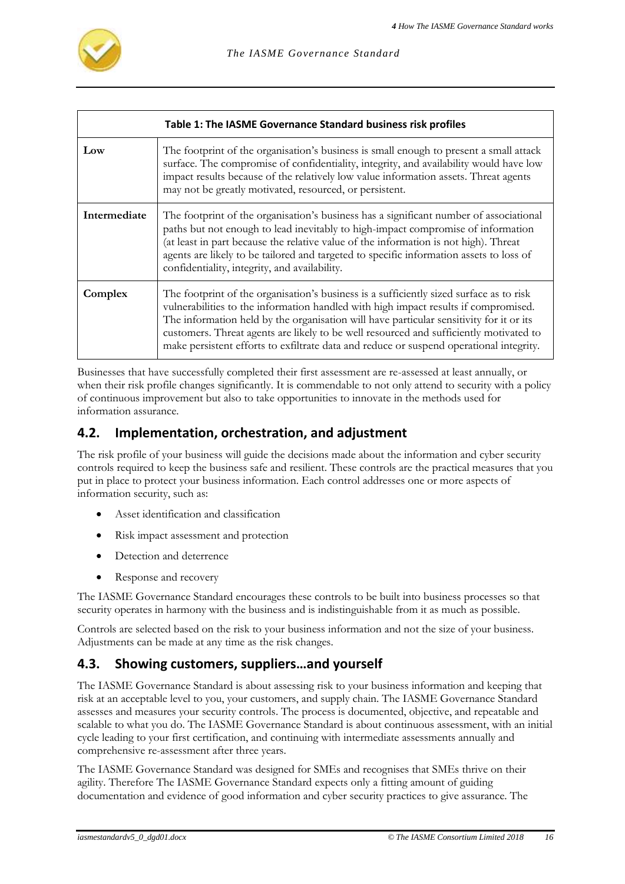| Table 1: The IASME Governance Standard business risk profiles | |
|---|---|
| **Low** | The footprint of the organisation's business is small enough to present a small attack surface. The compromise of confidentiality, integrity, and availability would have low impact results because of the relatively low value information assets. Threat agents may not be greatly motivated, resourced, or persistent. |
| **Intermediate** | The footprint of the organisation's business has a significant number of associational paths but not enough to lead inevitably to high-impact compromise of information (at least in part because the relative value of the information is not high). Threat agents are likely to be tailored and targeted to specific information assets to loss of confidentiality, integrity, and availability. |
| **Complex** | The footprint of the organisation's business is a sufficiently sized surface as to risk vulnerabilities to the information handled with high impact results if compromised. The information held by the organisation will have particular sensitivity for it or its customers. Threat agents are likely to be well resourced and sufficiently motivated to make persistent efforts to exfiltrate data and reduce or suspend operational integrity. |

Businesses that have successfully completed their first assessment are re-assessed at least annually, or when their risk profile changes significantly. It is commendable to not only attend to security with a policy of continuous improvement but also to take opportunities to innovate in the methods used for information assurance.

## 4.2. Implementation, orchestration, and adjustment

The risk profile of your business will guide the decisions made about the information and cyber security controls required to keep the business safe and resilient. These controls are the practical measures that you put in place to protect your business information. Each control addresses one or more aspects of information security, such as:

- Asset identification and classification
- Risk impact assessment and protection
- Detection and deterrence
- Response and recovery

The IASME Governance Standard encourages these controls to be built into business processes so that security operates in harmony with the business and is indistinguishable from it as much as possible.

Controls are selected based on the risk to your business information and not the size of your business. Adjustments can be made at any time as the risk changes.

## 4.3. Showing customers, suppliers…and yourself

The IASME Governance Standard is about assessing risk to your business information and keeping that risk at an acceptable level to you, your customers, and supply chain. The IASME Governance Standard assesses and measures your security controls. The process is documented, objective, and repeatable and scalable to what you do. The IASME Governance Standard is about continuous assessment, with an initial cycle leading to your first certification, and continuing with intermediate assessments annually and comprehensive re-assessment after three years.

The IASME Governance Standard was designed for SMEs and recognises that SMEs thrive on their agility. Therefore The IASME Governance Standard expects only a fitting amount of guiding documentation and evidence of good information and cyber security practices to give assurance. The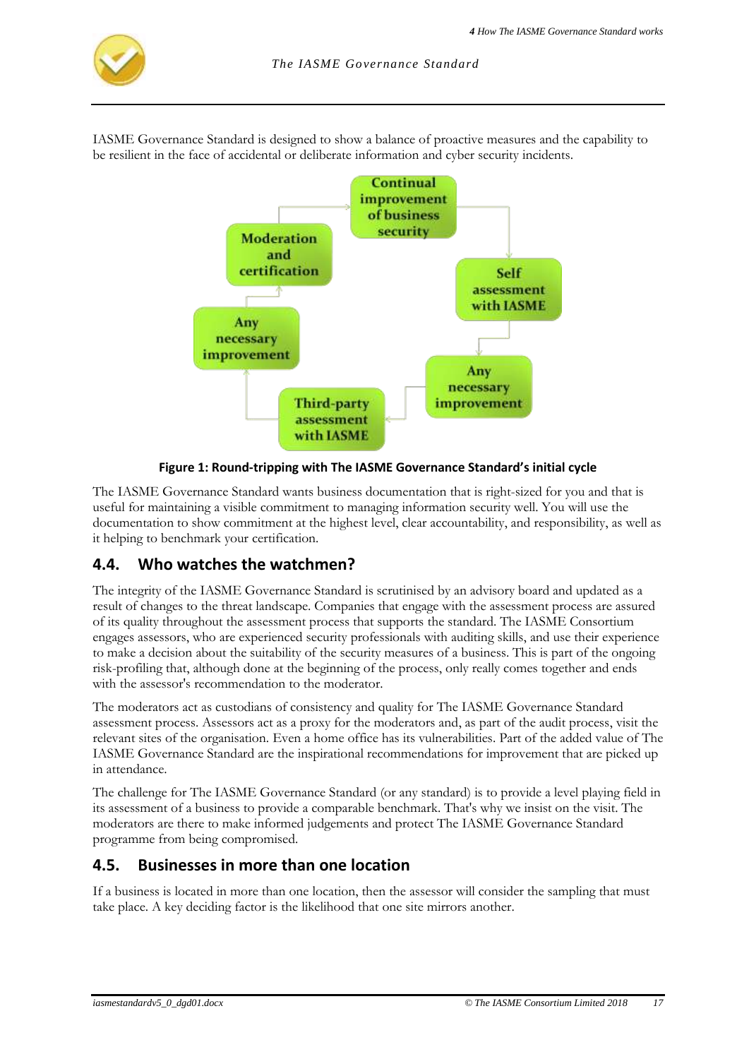IASME Governance Standard is designed to show a balance of proactive measures and the capability to be resilient in the face of accidental or deliberate information and cyber security incidents.

Continual improvement of business security

Self assessment with IASME

Any necessary improvement

Third-party assessment with IASME

Any necessary improvement

Moderation and certification

**Figure 1: Round-tripping with The IASME Governance Standard's initial cycle**

The IASME Governance Standard wants business documentation that is right-sized for you and that is useful for maintaining a visible commitment to managing information security well. You will use the documentation to show commitment at the highest level, clear accountability, and responsibility, as well as it helping to benchmark your certification.

## 4.4. Who watches the watchmen?

The integrity of the IASME Governance Standard is scrutinised by an advisory board and updated as a result of changes to the threat landscape. Companies that engage with the assessment process are assured of its quality throughout the assessment process that supports the standard. The IASME Consortium engages assessors, who are experienced security professionals with auditing skills, and use their experience to make a decision about the suitability of the security measures of a business. This is part of the ongoing risk-profiling that, although done at the beginning of the process, only really comes together and ends with the assessor's recommendation to the moderator.

The moderators act as custodians of consistency and quality for The IASME Governance Standard assessment process. Assessors act as a proxy for the moderators and, as part of the audit process, visit the relevant sites of the organisation. Even a home office has its vulnerabilities. Part of the added value of The IASME Governance Standard are the inspirational recommendations for improvement that are picked up in attendance.

The challenge for The IASME Governance Standard (or any standard) is to provide a level playing field in its assessment of a business to provide a comparable benchmark. That's why we insist on the visit. The moderators are there to make informed judgements and protect The IASME Governance Standard programme from being compromised.

## 4.5. Businesses in more than one location

If a business is located in more than one location, then the assessor will consider the sampling that must take place. A key deciding factor is the likelihood that one site mirrors another.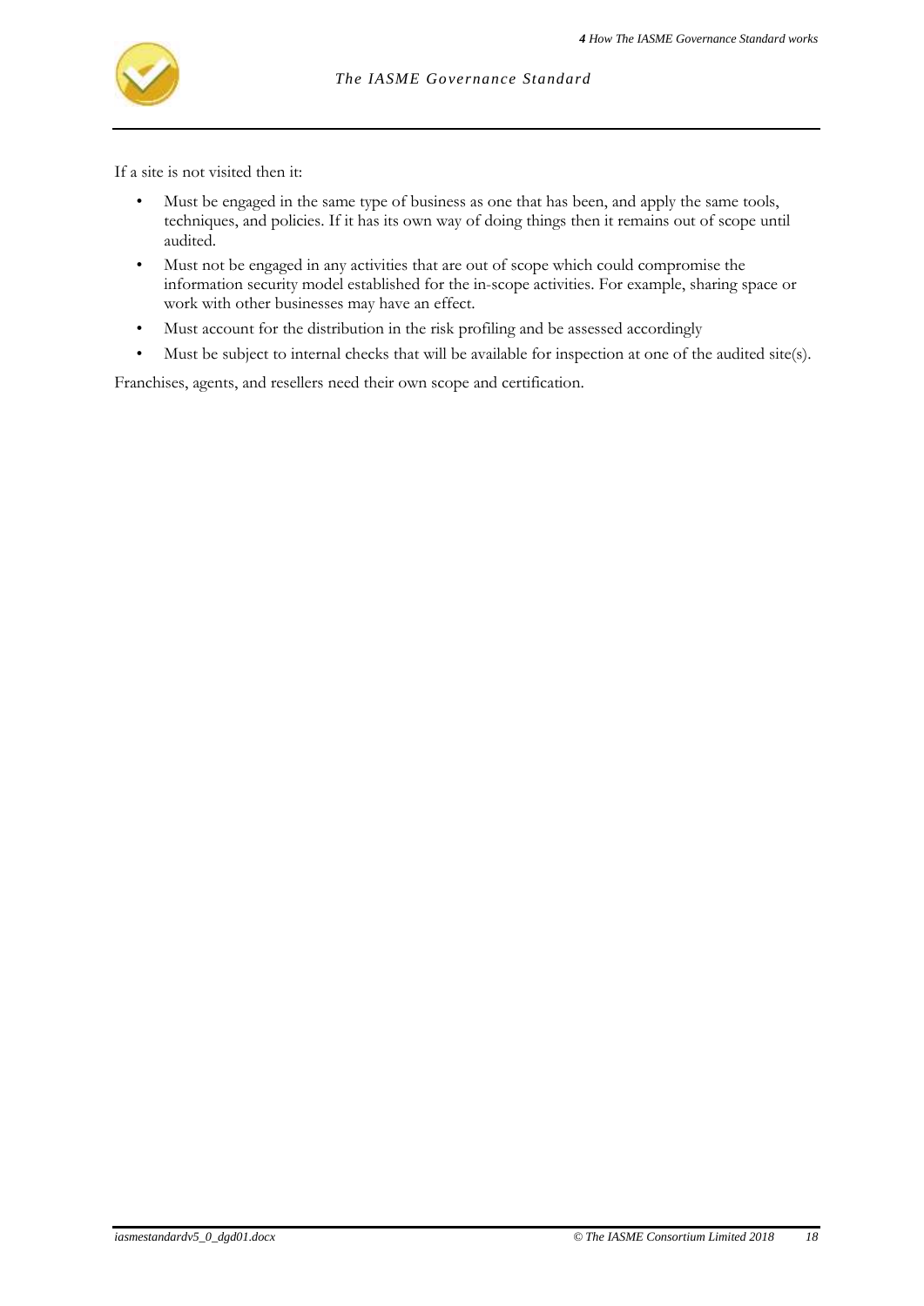If a site is not visited then it:

- Must be engaged in the same type of business as one that has been, and apply the same tools, techniques, and policies. If it has its own way of doing things then it remains out of scope until audited.
- Must not be engaged in any activities that are out of scope which could compromise the information security model established for the in-scope activities. For example, sharing space or work with other businesses may have an effect.
- Must account for the distribution in the risk profiling and be assessed accordingly
- Must be subject to internal checks that will be available for inspection at one of the audited site(s).

Franchises, agents, and resellers need their own scope and certification.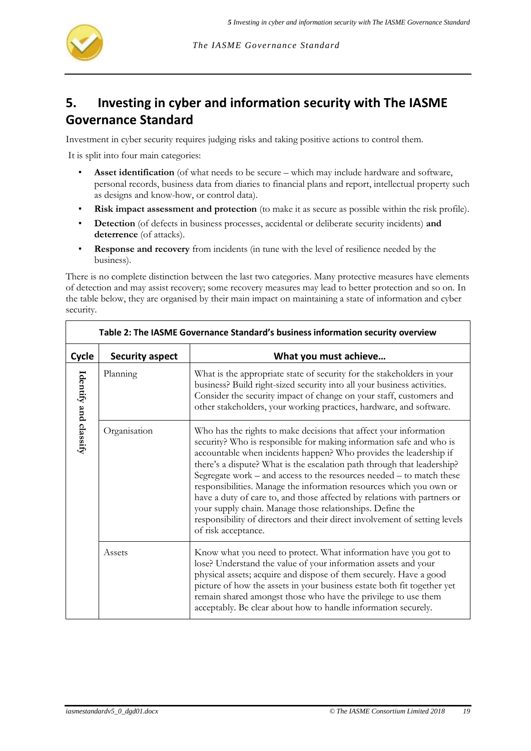## 5. Investing in cyber and information security with The IASME Governance Standard

Investment in cyber security requires judging risks and taking positive actions to control them.

It is split into four main categories:

- **Asset identification** (of what needs to be secure – which may include hardware and software, personal records, business data from diaries to financial plans and report, intellectual property such as designs and know-how, or control data).
- **Risk impact assessment and protection** (to make it as secure as possible within the risk profile).
- **Detection** (of defects in business processes, accidental or deliberate security incidents) **and deterrence** (of attacks).
- **Response and recovery** from incidents (in tune with the level of resilience needed by the business).

There is no complete distinction between the last two categories. Many protective measures have elements of detection and may assist recovery; some recovery measures may lead to better protection and so on. In the table below, they are organised by their main impact on maintaining a state of information and cyber security.

**Table 2: The IASME Governance Standard's business information security overview**

| Cycle | Security aspect | What you must achieve… |
|---|---|---|
| Identify and classify | Planning | What is the appropriate state of security for the stakeholders in your business? Build right-sized security into all your business activities. Consider the security impact of change on your staff, customers and other stakeholders, your working practices, hardware, and software. |
| | Organisation | Who has the rights to make decisions that affect your information security? Who is responsible for making information safe and who is accountable when incidents happen? Who provides the leadership if there's a dispute? What is the escalation path through that leadership? Segregate work – and access to the resources needed – to match these responsibilities. Manage the information resources which you own or have a duty of care to, and those affected by relations with partners or your supply chain. Manage those relationships. Define the responsibility of directors and their direct involvement of setting levels of risk acceptance. |
| | Assets | Know what you need to protect. What information have you got to lose? Understand the value of your information assets and your physical assets; acquire and dispose of them securely. Have a good picture of how the assets in your business estate both fit together yet remain shared amongst those who have the privilege to use them acceptably. Be clear about how to handle information securely. |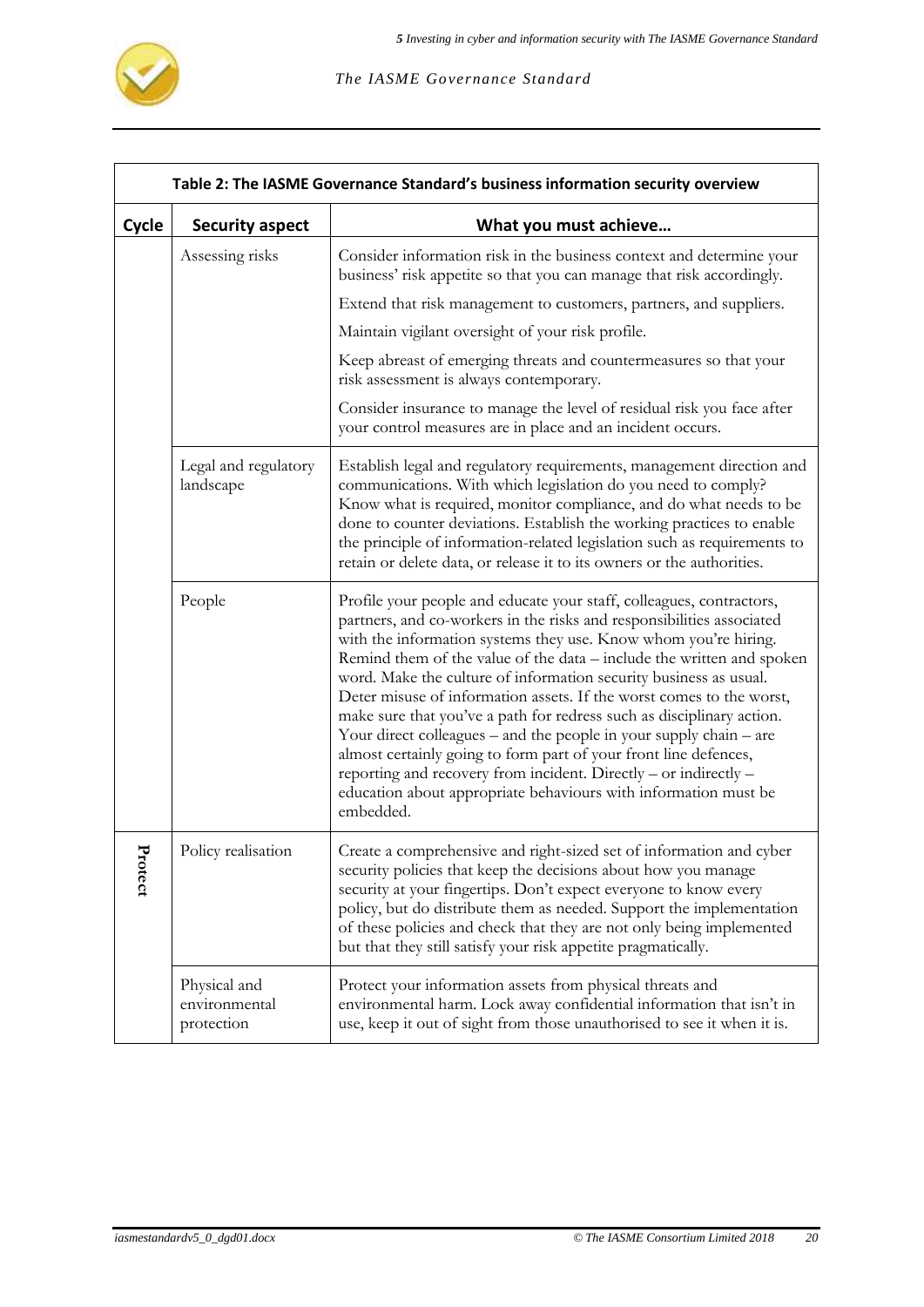| Table 2: The IASME Governance Standard's business information security overview | | |
|---|---|---|
| **Cycle** | **Security aspect** | **What you must achieve…** |
| | Assessing risks | Consider information risk in the business context and determine your business' risk appetite so that you can manage that risk accordingly.<br><br>Extend that risk management to customers, partners, and suppliers.<br><br>Maintain vigilant oversight of your risk profile.<br><br>Keep abreast of emerging threats and countermeasures so that your risk assessment is always contemporary.<br><br>Consider insurance to manage the level of residual risk you face after your control measures are in place and an incident occurs. |
| | Legal and regulatory landscape | Establish legal and regulatory requirements, management direction and communications. With which legislation do you need to comply? Know what is required, monitor compliance, and do what needs to be done to counter deviations. Establish the working practices to enable the principle of information-related legislation such as requirements to retain or delete data, or release it to its owners or the authorities. |
| | People | Profile your people and educate your staff, colleagues, contractors, partners, and co-workers in the risks and responsibilities associated with the information systems they use. Know whom you're hiring. Remind them of the value of the data – include the written and spoken word. Make the culture of information security business as usual. Deter misuse of information assets. If the worst comes to the worst, make sure that you've a path for redress such as disciplinary action. Your direct colleagues – and the people in your supply chain – are almost certainly going to form part of your front line defences, reporting and recovery from incident. Directly – or indirectly – education about appropriate behaviours with information must be embedded. |
| **Protect** | Policy realisation | Create a comprehensive and right-sized set of information and cyber security policies that keep the decisions about how you manage security at your fingertips. Don't expect everyone to know every policy, but do distribute them as needed. Support the implementation of these policies and check that they are not only being implemented but that they still satisfy your risk appetite pragmatically. |
| | Physical and environmental protection | Protect your information assets from physical threats and environmental harm. Lock away confidential information that isn't in use, keep it out of sight from those unauthorised to see it when it is. |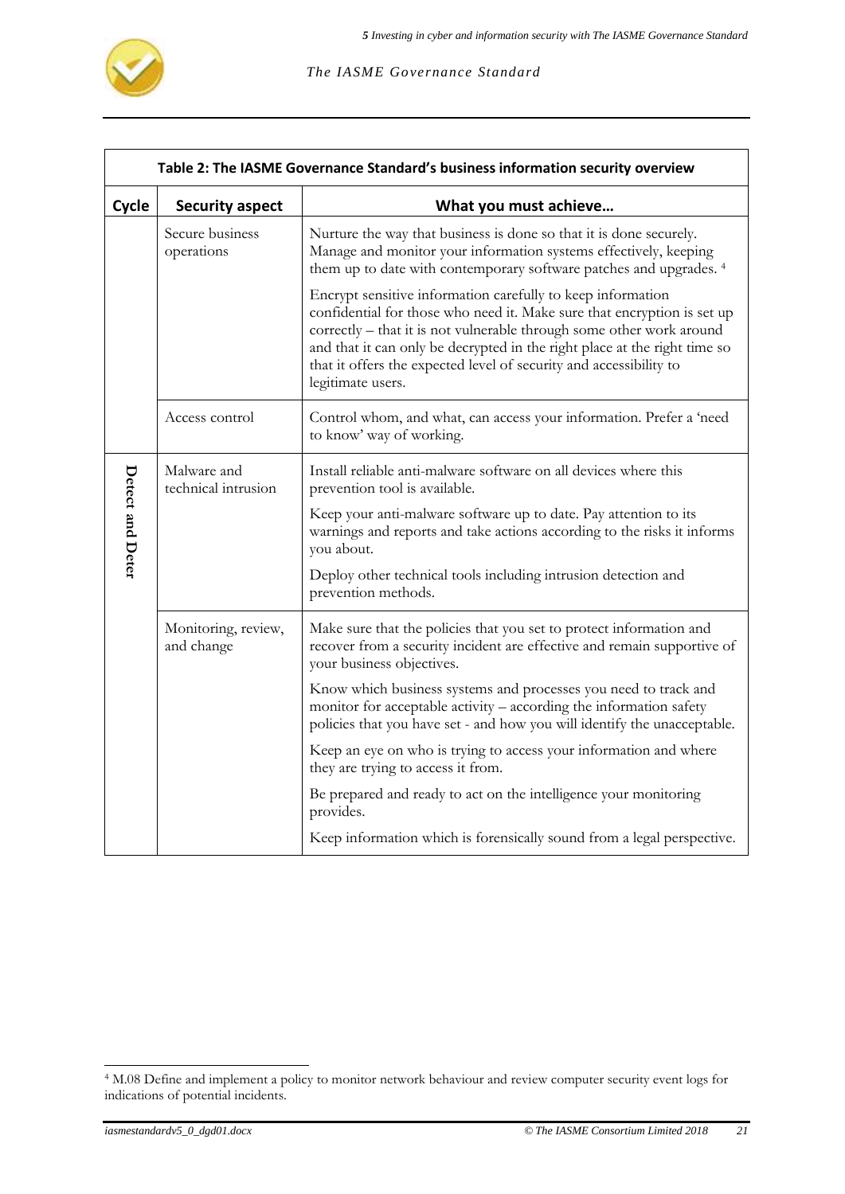| Table 2: The IASME Governance Standard's business information security overview | | |
|---|---|---|
| **Cycle** | **Security aspect** | **What you must achieve…** |
| | Secure business operations | Nurture the way that business is done so that it is done securely. Manage and monitor your information systems effectively, keeping them up to date with contemporary software patches and upgrades. [4] <br><br> Encrypt sensitive information carefully to keep information confidential for those who need it. Make sure that encryption is set up correctly – that it is not vulnerable through some other work around and that it can only be decrypted in the right place at the right time so that it offers the expected level of security and accessibility to legitimate users. |
| | Access control | Control whom, and what, can access your information. Prefer a 'need to know' way of working. |
| Detect and Deter | Malware and technical intrusion | Install reliable anti-malware software on all devices where this prevention tool is available. <br><br> Keep your anti-malware software up to date. Pay attention to its warnings and reports and take actions according to the risks it informs you about. <br><br> Deploy other technical tools including intrusion detection and prevention methods. |
| | Monitoring, review, and change | Make sure that the policies that you set to protect information and recover from a security incident are effective and remain supportive of your business objectives. <br><br> Know which business systems and processes you need to track and monitor for acceptable activity – according the information safety policies that you have set - and how you will identify the unacceptable. <br><br> Keep an eye on who is trying to access your information and where they are trying to access it from. <br><br> Be prepared and ready to act on the intelligence your monitoring provides. <br><br> Keep information which is forensically sound from a legal perspective. |

[4] M.08 Define and implement a policy to monitor network behaviour and review computer security event logs for indications of potential incidents.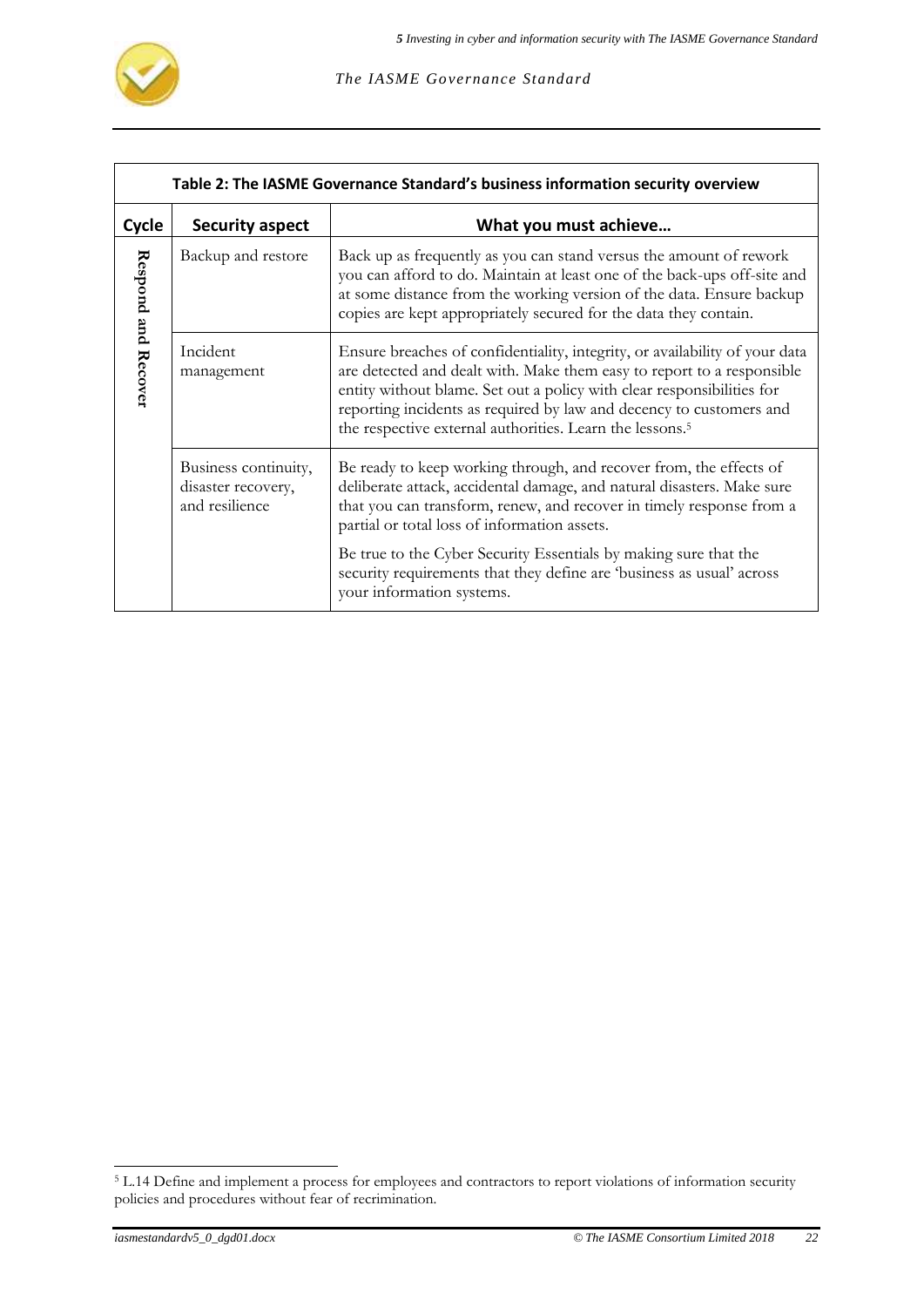| Table 2: The IASME Governance Standard's business information security overview | | |
|---|---|---|
| **Cycle** | **Security aspect** | **What you must achieve…** |
| Respond and Recover | Backup and restore | Back up as frequently as you can stand versus the amount of rework you can afford to do. Maintain at least one of the back-ups off-site and at some distance from the working version of the data. Ensure backup copies are kept appropriately secured for the data they contain. |
| | Incident management | Ensure breaches of confidentiality, integrity, or availability of your data are detected and dealt with. Make them easy to report to a responsible entity without blame. Set out a policy with clear responsibilities for reporting incidents as required by law and decency to customers and the respective external authorities. Learn the lessons.[5] |
| | Business continuity, disaster recovery, and resilience | Be ready to keep working through, and recover from, the effects of deliberate attack, accidental damage, and natural disasters. Make sure that you can transform, renew, and recover in timely response from a partial or total loss of information assets. Be true to the Cyber Security Essentials by making sure that the security requirements that they define are 'business as usual' across your information systems. |

[5] L.14 Define and implement a process for employees and contractors to report violations of information security policies and procedures without fear of recrimination.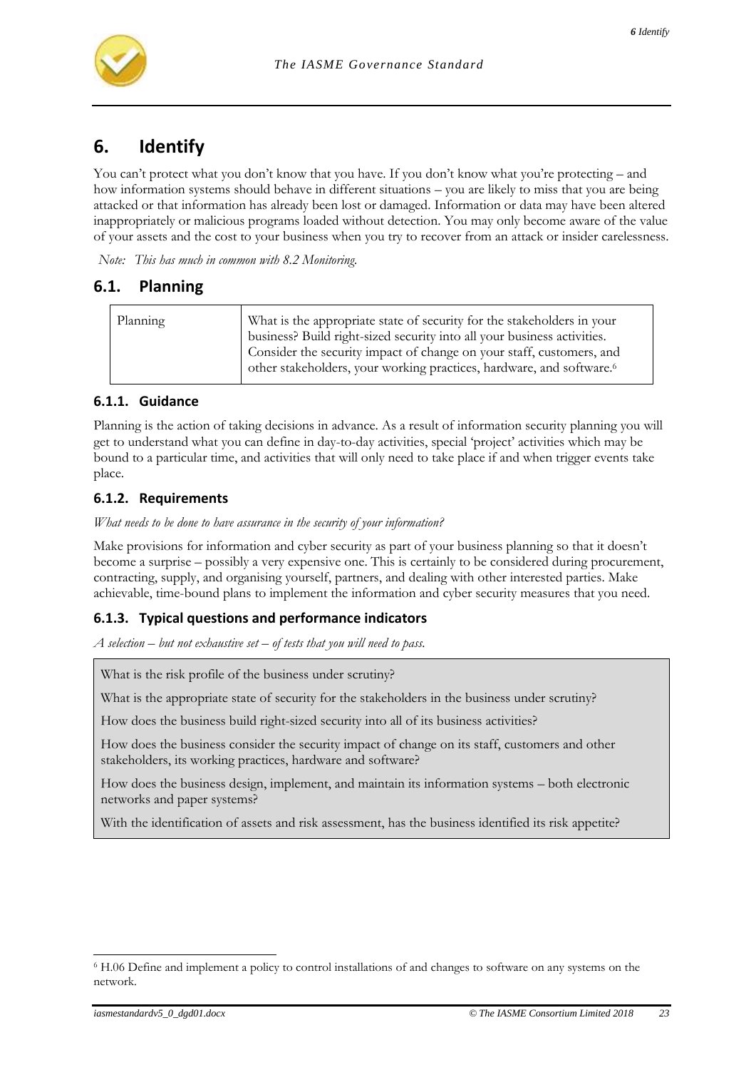# 6. Identify

You can't protect what you don't know that you have. If you don't know what you're protecting – and how information systems should behave in different situations – you are likely to miss that you are being attacked or that information has already been lost or damaged. Information or data may have been altered inappropriately or malicious programs loaded without detection. You may only become aware of the value of your assets and the cost to your business when you try to recover from an attack or insider carelessness.

*Note: This has much in common with 8.2 Monitoring.*

## 6.1. Planning

| Planning | What is the appropriate state of security for the stakeholders in your business? Build right-sized security into all your business activities. Consider the security impact of change on your staff, customers, and other stakeholders, your working practices, hardware, and software.[6] |
|---|---|

### 6.1.1. Guidance

Planning is the action of taking decisions in advance. As a result of information security planning you will get to understand what you can define in day-to-day activities, special 'project' activities which may be bound to a particular time, and activities that will only need to take place if and when trigger events take place.

### 6.1.2. Requirements

*What needs to be done to have assurance in the security of your information?*

Make provisions for information and cyber security as part of your business planning so that it doesn't become a surprise – possibly a very expensive one. This is certainly to be considered during procurement, contracting, supply, and organising yourself, partners, and dealing with other interested parties. Make achievable, time-bound plans to implement the information and cyber security measures that you need.

### 6.1.3. Typical questions and performance indicators

*A selection – but not exhaustive set – of tests that you will need to pass.*

| |
|---|
| What is the risk profile of the business under scrutiny? |
| What is the appropriate state of security for the stakeholders in the business under scrutiny? |
| How does the business build right-sized security into all of its business activities? |
| How does the business consider the security impact of change on its staff, customers and other stakeholders, its working practices, hardware and software? |
| How does the business design, implement, and maintain its information systems – both electronic networks and paper systems? |
| With the identification of assets and risk assessment, has the business identified its risk appetite? |

[6] H.06 Define and implement a policy to control installations of and changes to software on any systems on the network.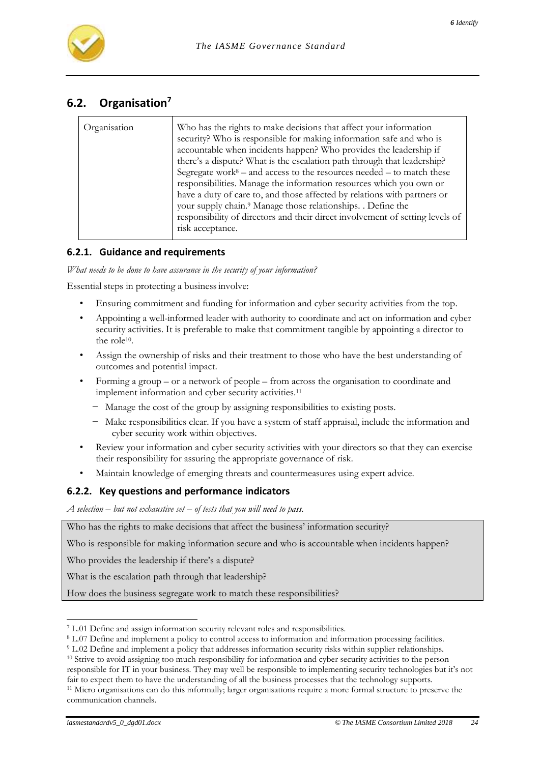## 6.2. Organisation[7]

| Organisation | Who has the rights to make decisions that affect your information security? Who is responsible for making information safe and who is accountable when incidents happen? Who provides the leadership if there's a dispute? What is the escalation path through that leadership? Segregate work[8] – and access to the resources needed – to match these responsibilities. Manage the information resources which you own or have a duty of care to, and those affected by relations with partners or your supply chain.[9] Manage those relationships. . Define the responsibility of directors and their direct involvement of setting levels of risk acceptance. |
|---|---|

### 6.2.1. Guidance and requirements

*What needs to be done to have assurance in the security of your information?*

Essential steps in protecting a business involve:

- Ensuring commitment and funding for information and cyber security activities from the top.
- Appointing a well-informed leader with authority to coordinate and act on information and cyber security activities. It is preferable to make that commitment tangible by appointing a director to the role[10].
- Assign the ownership of risks and their treatment to those who have the best understanding of outcomes and potential impact.
- Forming a group – or a network of people – from across the organisation to coordinate and implement information and cyber security activities.[11]
  - Manage the cost of the group by assigning responsibilities to existing posts.
  - Make responsibilities clear. If you have a system of staff appraisal, include the information and cyber security work within objectives.
- Review your information and cyber security activities with your directors so that they can exercise their responsibility for assuring the appropriate governance of risk.
- Maintain knowledge of emerging threats and countermeasures using expert advice.

### 6.2.2. Key questions and performance indicators

*A selection – but not exhaustive set – of tests that you will need to pass.*

| |
|---|
| Who has the rights to make decisions that affect the business' information security? |
| Who is responsible for making information secure and who is accountable when incidents happen? |
| Who provides the leadership if there's a dispute? |
| What is the escalation path through that leadership? |
| How does the business segregate work to match these responsibilities? |

---

[7] L.01 Define and assign information security relevant roles and responsibilities.

[8] L.07 Define and implement a policy to control access to information and information processing facilities.

[9] L.02 Define and implement a policy that addresses information security risks within supplier relationships.

[10] Strive to avoid assigning too much responsibility for information and cyber security activities to the person responsible for IT in your business. They may well be responsible to implementing security technologies but it's not fair to expect them to have the understanding of all the business processes that the technology supports.

[11] Micro organisations can do this informally; larger organisations require a more formal structure to preserve the communication channels.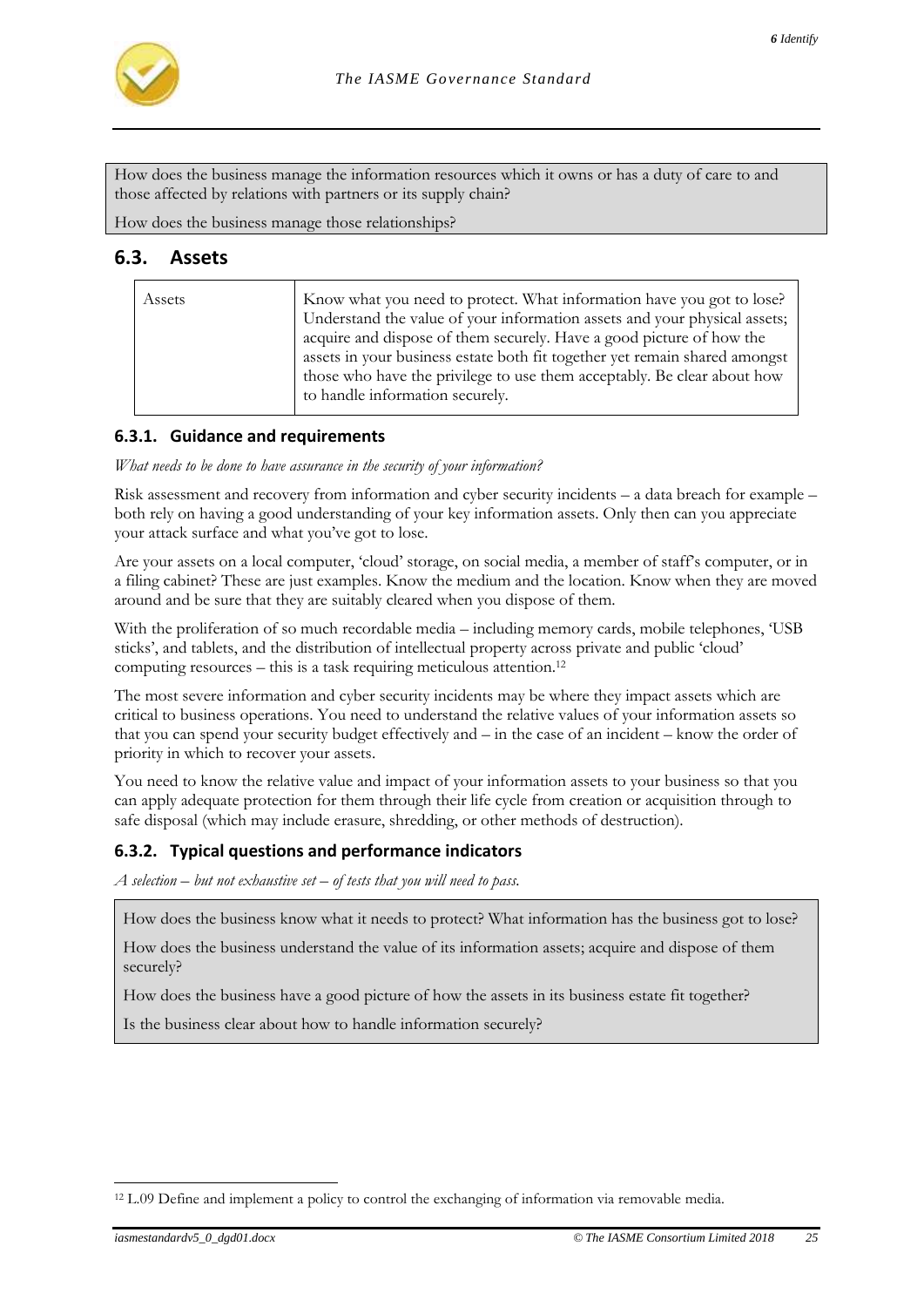How does the business manage the information resources which it owns or has a duty of care to and those affected by relations with partners or its supply chain?

How does the business manage those relationships?

## 6.3. Assets

| Assets | Know what you need to protect. What information have you got to lose? Understand the value of your information assets and your physical assets; acquire and dispose of them securely. Have a good picture of how the assets in your business estate both fit together yet remain shared amongst those who have the privilege to use them acceptably. Be clear about how to handle information securely. |
|---|---|

### 6.3.1. Guidance and requirements

*What needs to be done to have assurance in the security of your information?*

Risk assessment and recovery from information and cyber security incidents – a data breach for example – both rely on having a good understanding of your key information assets. Only then can you appreciate your attack surface and what you've got to lose.

Are your assets on a local computer, 'cloud' storage, on social media, a member of staff's computer, or in a filing cabinet? These are just examples. Know the medium and the location. Know when they are moved around and be sure that they are suitably cleared when you dispose of them.

With the proliferation of so much recordable media – including memory cards, mobile telephones, 'USB sticks', and tablets, and the distribution of intellectual property across private and public 'cloud' computing resources – this is a task requiring meticulous attention.[12]

The most severe information and cyber security incidents may be where they impact assets which are critical to business operations. You need to understand the relative values of your information assets so that you can spend your security budget effectively and – in the case of an incident – know the order of priority in which to recover your assets.

You need to know the relative value and impact of your information assets to your business so that you can apply adequate protection for them through their life cycle from creation or acquisition through to safe disposal (which may include erasure, shredding, or other methods of destruction).

### 6.3.2. Typical questions and performance indicators

*A selection – but not exhaustive set – of tests that you will need to pass.*

How does the business know what it needs to protect? What information has the business got to lose?

How does the business understand the value of its information assets; acquire and dispose of them securely?

How does the business have a good picture of how the assets in its business estate fit together?

Is the business clear about how to handle information securely?

[12] L.09 Define and implement a policy to control the exchanging of information via removable media.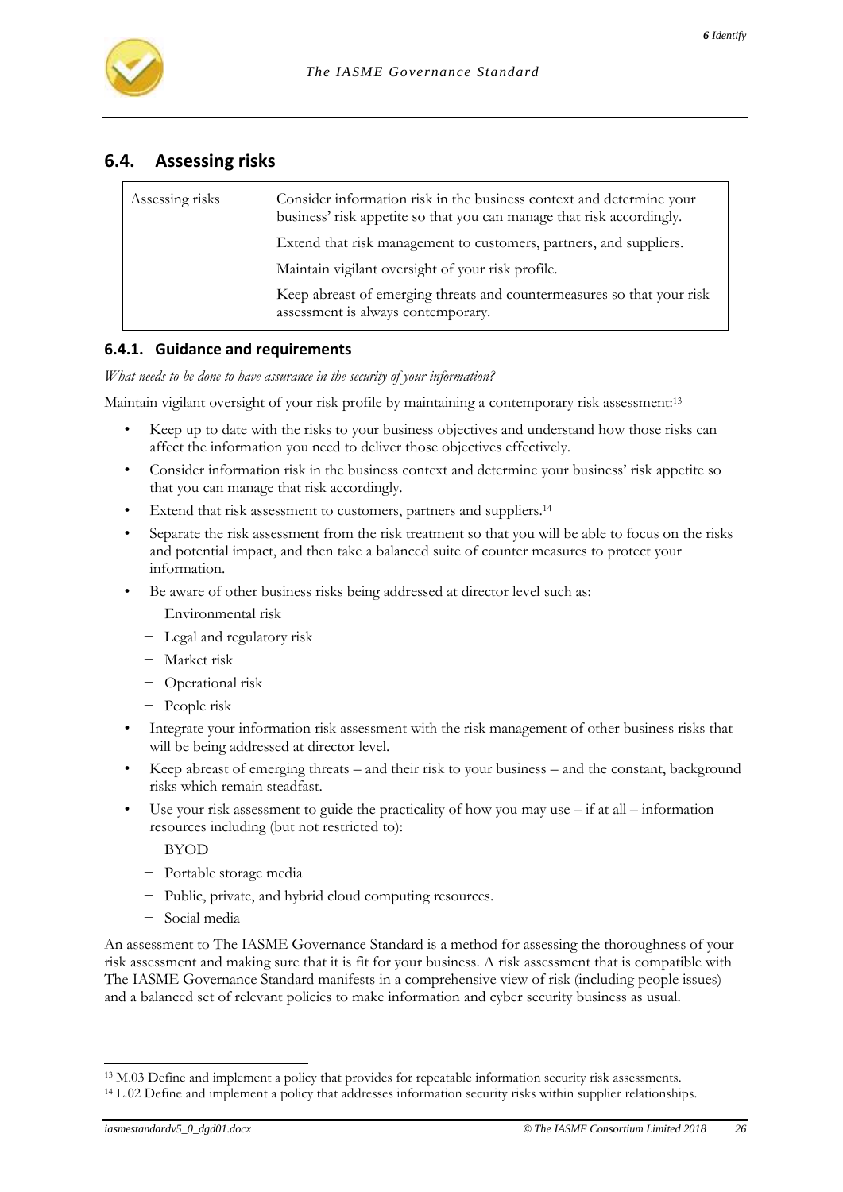## 6.4. Assessing risks

| Assessing risks | Consider information risk in the business context and determine your business' risk appetite so that you can manage that risk accordingly. |
|---|---|
| | Extend that risk management to customers, partners, and suppliers. |
| | Maintain vigilant oversight of your risk profile. |
| | Keep abreast of emerging threats and countermeasures so that your risk assessment is always contemporary. |

### 6.4.1. Guidance and requirements

*What needs to be done to have assurance in the security of your information?*

Maintain vigilant oversight of your risk profile by maintaining a contemporary risk assessment:[13]

- Keep up to date with the risks to your business objectives and understand how those risks can affect the information you need to deliver those objectives effectively.
- Consider information risk in the business context and determine your business' risk appetite so that you can manage that risk accordingly.
- Extend that risk assessment to customers, partners and suppliers.[14]
- Separate the risk assessment from the risk treatment so that you will be able to focus on the risks and potential impact, and then take a balanced suite of counter measures to protect your information.
- Be aware of other business risks being addressed at director level such as:
  - Environmental risk
  - Legal and regulatory risk
  - Market risk
  - Operational risk
  - People risk
- Integrate your information risk assessment with the risk management of other business risks that will be being addressed at director level.
- Keep abreast of emerging threats – and their risk to your business – and the constant, background risks which remain steadfast.
- Use your risk assessment to guide the practicality of how you may use – if at all – information resources including (but not restricted to):
  - BYOD
  - Portable storage media
  - Public, private, and hybrid cloud computing resources.
  - Social media

An assessment to The IASME Governance Standard is a method for assessing the thoroughness of your risk assessment and making sure that it is fit for your business. A risk assessment that is compatible with The IASME Governance Standard manifests in a comprehensive view of risk (including people issues) and a balanced set of relevant policies to make information and cyber security business as usual.

---

[13] M.03 Define and implement a policy that provides for repeatable information security risk assessments.

[14] L.02 Define and implement a policy that addresses information security risks within supplier relationships.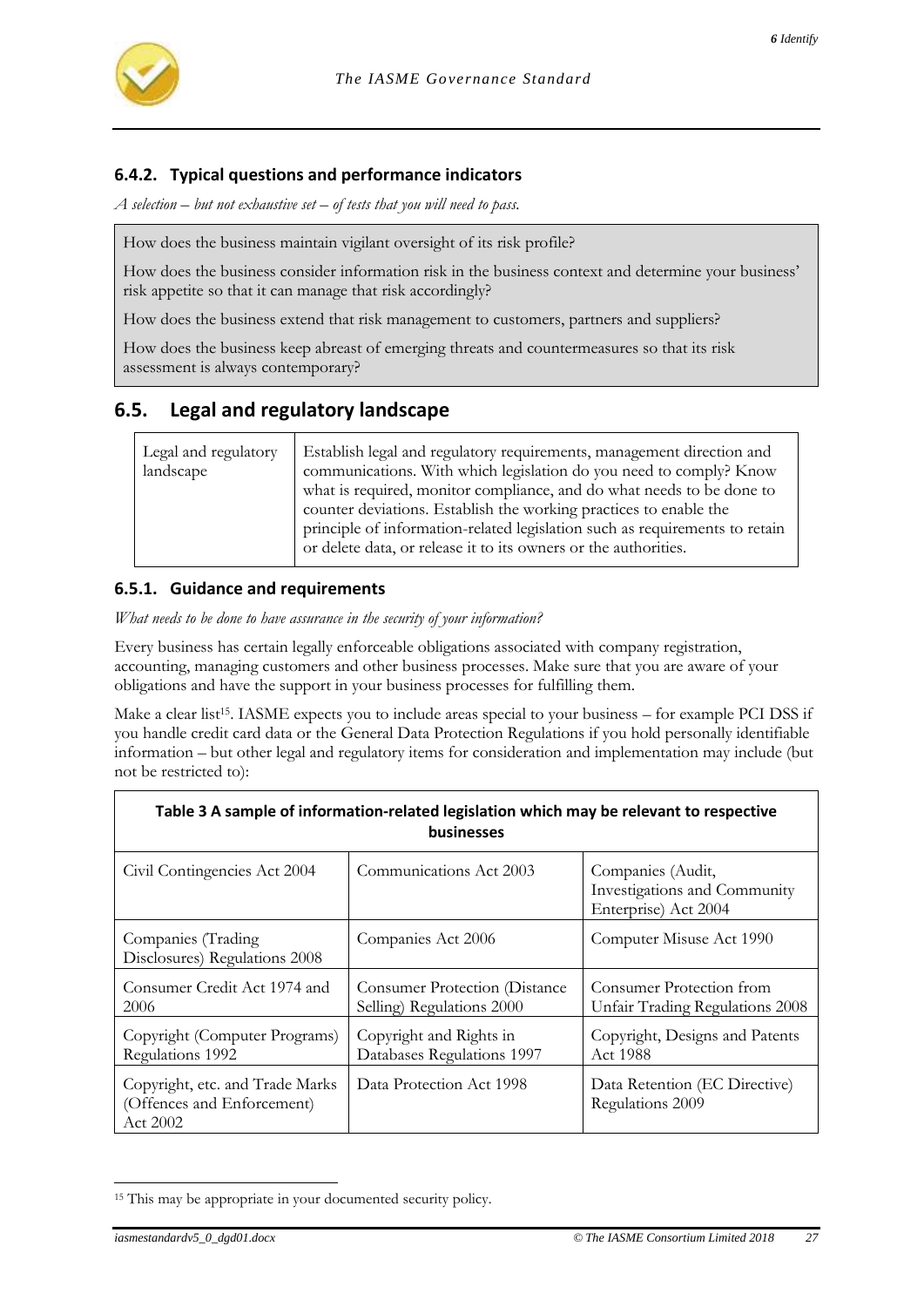### 6.4.2. Typical questions and performance indicators

*A selection – but not exhaustive set – of tests that you will need to pass.*

How does the business maintain vigilant oversight of its risk profile?

How does the business consider information risk in the business context and determine your business' risk appetite so that it can manage that risk accordingly?

How does the business extend that risk management to customers, partners and suppliers?

How does the business keep abreast of emerging threats and countermeasures so that its risk assessment is always contemporary?

## 6.5. Legal and regulatory landscape

| Legal and regulatory landscape | Establish legal and regulatory requirements, management direction and communications. With which legislation do you need to comply? Know what is required, monitor compliance, and do what needs to be done to counter deviations. Establish the working practices to enable the principle of information-related legislation such as requirements to retain or delete data, or release it to its owners or the authorities. |
|---|---|

### 6.5.1. Guidance and requirements

*What needs to be done to have assurance in the security of your information?*

Every business has certain legally enforceable obligations associated with company registration, accounting, managing customers and other business processes. Make sure that you are aware of your obligations and have the support in your business processes for fulfilling them.

Make a clear list[15]. IASME expects you to include areas special to your business – for example PCI DSS if you handle credit card data or the General Data Protection Regulations if you hold personally identifiable information – but other legal and regulatory items for consideration and implementation may include (but not be restricted to):

**Table 3 A sample of information-related legislation which may be relevant to respective businesses**

| | | |
|---|---|---|
| Civil Contingencies Act 2004 | Communications Act 2003 | Companies (Audit, Investigations and Community Enterprise) Act 2004 |
| Companies (Trading Disclosures) Regulations 2008 | Companies Act 2006 | Computer Misuse Act 1990 |
| Consumer Credit Act 1974 and 2006 | Consumer Protection (Distance Selling) Regulations 2000 | Consumer Protection from Unfair Trading Regulations 2008 |
| Copyright (Computer Programs) Regulations 1992 | Copyright and Rights in Databases Regulations 1997 | Copyright, Designs and Patents Act 1988 |
| Copyright, etc. and Trade Marks (Offences and Enforcement) Act 2002 | Data Protection Act 1998 | Data Retention (EC Directive) Regulations 2009 |

[15] This may be appropriate in your documented security policy.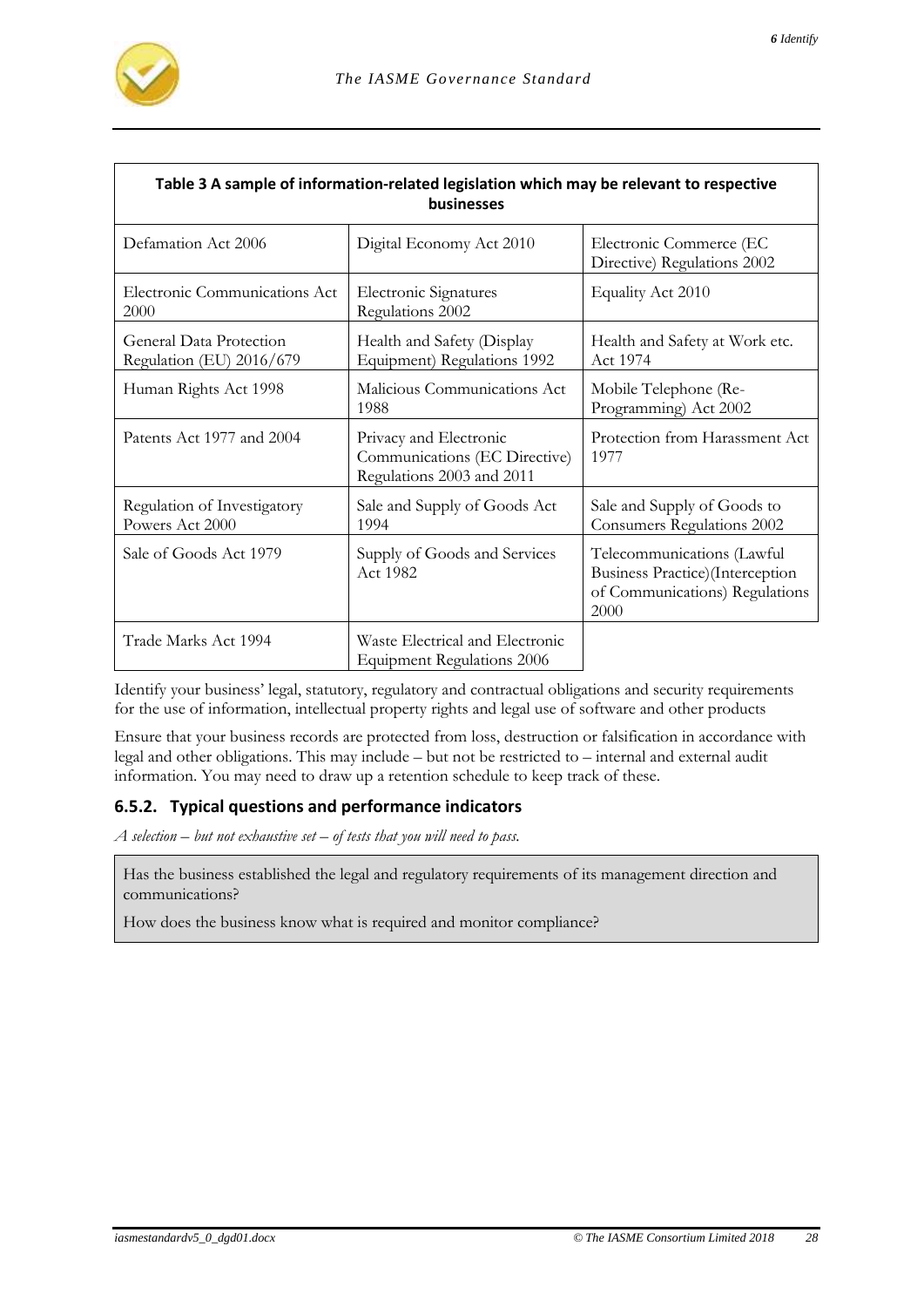**Table 3 A sample of information-related legislation which may be relevant to respective businesses**

| | | |
|---|---|---|
| Defamation Act 2006 | Digital Economy Act 2010 | Electronic Commerce (EC Directive) Regulations 2002 |
| Electronic Communications Act 2000 | Electronic Signatures Regulations 2002 | Equality Act 2010 |
| General Data Protection Regulation (EU) 2016/679 | Health and Safety (Display Equipment) Regulations 1992 | Health and Safety at Work etc. Act 1974 |
| Human Rights Act 1998 | Malicious Communications Act 1988 | Mobile Telephone (Re-Programming) Act 2002 |
| Patents Act 1977 and 2004 | Privacy and Electronic Communications (EC Directive) Regulations 2003 and 2011 | Protection from Harassment Act 1977 |
| Regulation of Investigatory Powers Act 2000 | Sale and Supply of Goods Act 1994 | Sale and Supply of Goods to Consumers Regulations 2002 |
| Sale of Goods Act 1979 | Supply of Goods and Services Act 1982 | Telecommunications (Lawful Business Practice)(Interception of Communications) Regulations 2000 |
| Trade Marks Act 1994 | Waste Electrical and Electronic Equipment Regulations 2006 | |

Identify your business' legal, statutory, regulatory and contractual obligations and security requirements for the use of information, intellectual property rights and legal use of software and other products

Ensure that your business records are protected from loss, destruction or falsification in accordance with legal and other obligations. This may include – but not be restricted to – internal and external audit information. You may need to draw up a retention schedule to keep track of these.

### 6.5.2. Typical questions and performance indicators

*A selection – but not exhaustive set – of tests that you will need to pass.*

Has the business established the legal and regulatory requirements of its management direction and communications?

How does the business know what is required and monitor compliance?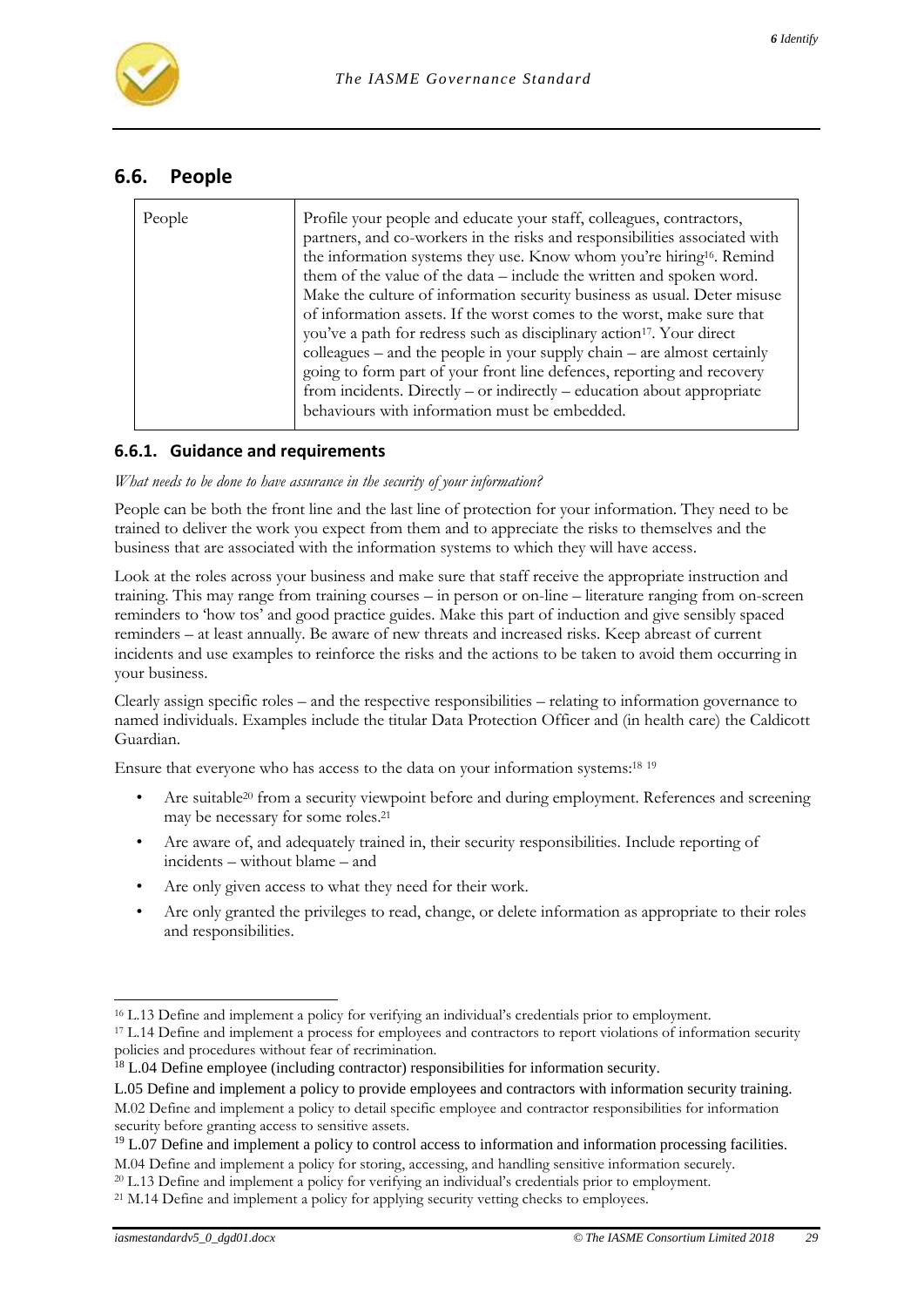## 6.6. People

| People | Profile your people and educate your staff, colleagues, contractors, partners, and co-workers in the risks and responsibilities associated with the information systems they use. Know whom you're hiring[16]. Remind them of the value of the data – include the written and spoken word. Make the culture of information security business as usual. Deter misuse of information assets. If the worst comes to the worst, make sure that you've a path for redress such as disciplinary action[17]. Your direct colleagues – and the people in your supply chain – are almost certainly going to form part of your front line defences, reporting and recovery from incidents. Directly – or indirectly – education about appropriate behaviours with information must be embedded. |
|---|---|

### 6.6.1. Guidance and requirements

*What needs to be done to have assurance in the security of your information?*

People can be both the front line and the last line of protection for your information. They need to be trained to deliver the work you expect from them and to appreciate the risks to themselves and the business that are associated with the information systems to which they will have access.

Look at the roles across your business and make sure that staff receive the appropriate instruction and training. This may range from training courses – in person or on-line – literature ranging from on-screen reminders to 'how tos' and good practice guides. Make this part of induction and give sensibly spaced reminders – at least annually. Be aware of new threats and increased risks. Keep abreast of current incidents and use examples to reinforce the risks and the actions to be taken to avoid them occurring in your business.

Clearly assign specific roles – and the respective responsibilities – relating to information governance to named individuals. Examples include the titular Data Protection Officer and (in health care) the Caldicott Guardian.

Ensure that everyone who has access to the data on your information systems:[18] [19]

- Are suitable[20] from a security viewpoint before and during employment. References and screening may be necessary for some roles.[21]
- Are aware of, and adequately trained in, their security responsibilities. Include reporting of incidents – without blame – and
- Are only given access to what they need for their work.
- Are only granted the privileges to read, change, or delete information as appropriate to their roles and responsibilities.

---

[16] L.13 Define and implement a policy for verifying an individual's credentials prior to employment.

[17] L.14 Define and implement a process for employees and contractors to report violations of information security policies and procedures without fear of recrimination.

[18] L.04 Define employee (including contractor) responsibilities for information security.

L.05 Define and implement a policy to provide employees and contractors with information security training.

M.02 Define and implement a policy to detail specific employee and contractor responsibilities for information security before granting access to sensitive assets.

[19] L.07 Define and implement a policy to control access to information and information processing facilities.

M.04 Define and implement a policy for storing, accessing, and handling sensitive information securely.

[20] L.13 Define and implement a policy for verifying an individual's credentials prior to employment.

[21] M.14 Define and implement a policy for applying security vetting checks to employees.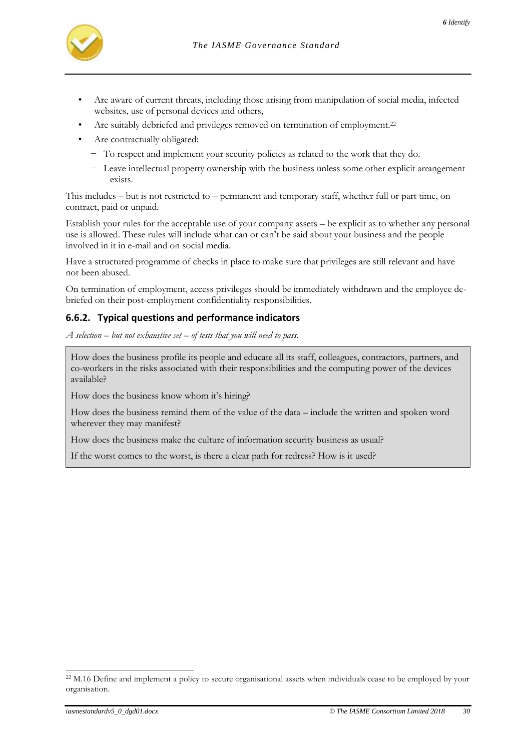- Are aware of current threats, including those arising from manipulation of social media, infected websites, use of personal devices and others,
- Are suitably debriefed and privileges removed on termination of employment.[22]
- Are contractually obligated:
  - To respect and implement your security policies as related to the work that they do.
  - Leave intellectual property ownership with the business unless some other explicit arrangement exists.

This includes – but is not restricted to – permanent and temporary staff, whether full or part time, on contract, paid or unpaid.

Establish your rules for the acceptable use of your company assets – be explicit as to whether any personal use is allowed. These rules will include what can or can't be said about your business and the people involved in it in e-mail and on social media.

Have a structured programme of checks in place to make sure that privileges are still relevant and have not been abused.

On termination of employment, access privileges should be immediately withdrawn and the employee de-briefed on their post-employment confidentiality responsibilities.

### 6.6.2. Typical questions and performance indicators

*A selection – but not exhaustive set – of tests that you will need to pass.*

> How does the business profile its people and educate all its staff, colleagues, contractors, partners, and co-workers in the risks associated with their responsibilities and the computing power of the devices available?
>
> How does the business know whom it's hiring?
>
> How does the business remind them of the value of the data – include the written and spoken word wherever they may manifest?
>
> How does the business make the culture of information security business as usual?
>
> If the worst comes to the worst, is there a clear path for redress? How is it used?

[22] M.16 Define and implement a policy to secure organisational assets when individuals cease to be employed by your organisation.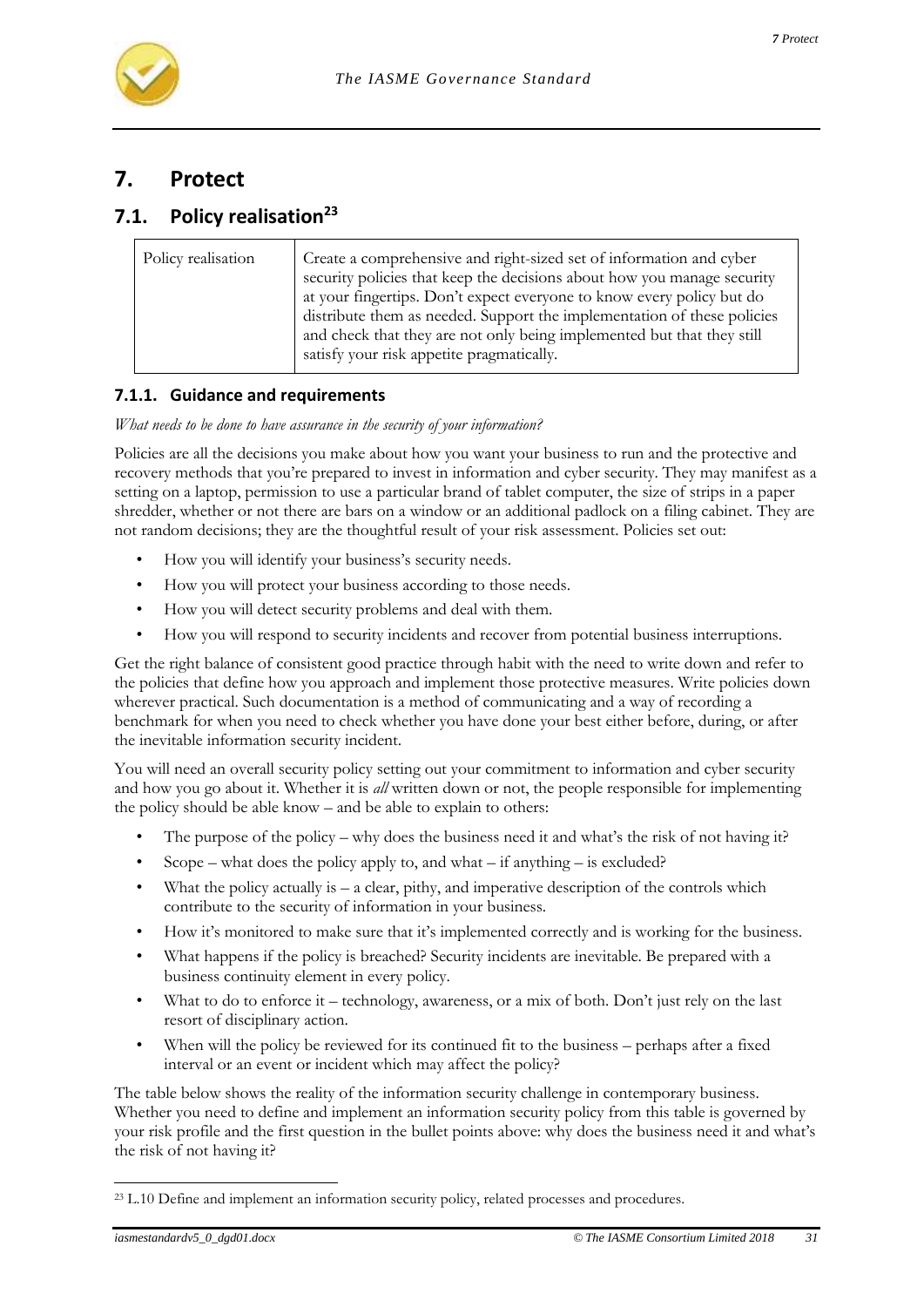# 7. Protect

## 7.1. Policy realisation[23]

| Policy realisation | Create a comprehensive and right-sized set of information and cyber security policies that keep the decisions about how you manage security at your fingertips. Don't expect everyone to know every policy but do distribute them as needed. Support the implementation of these policies and check that they are not only being implemented but that they still satisfy your risk appetite pragmatically. |
|---|---|

### 7.1.1. Guidance and requirements

*What needs to be done to have assurance in the security of your information?*

Policies are all the decisions you make about how you want your business to run and the protective and recovery methods that you're prepared to invest in information and cyber security. They may manifest as a setting on a laptop, permission to use a particular brand of tablet computer, the size of strips in a paper shredder, whether or not there are bars on a window or an additional padlock on a filing cabinet. They are not random decisions; they are the thoughtful result of your risk assessment. Policies set out:

- How you will identify your business's security needs.
- How you will protect your business according to those needs.
- How you will detect security problems and deal with them.
- How you will respond to security incidents and recover from potential business interruptions.

Get the right balance of consistent good practice through habit with the need to write down and refer to the policies that define how you approach and implement those protective measures. Write policies down wherever practical. Such documentation is a method of communicating and a way of recording a benchmark for when you need to check whether you have done your best either before, during, or after the inevitable information security incident.

You will need an overall security policy setting out your commitment to information and cyber security and how you go about it. Whether it is *all* written down or not, the people responsible for implementing the policy should be able know – and be able to explain to others:

- The purpose of the policy – why does the business need it and what's the risk of not having it?
- Scope – what does the policy apply to, and what – if anything – is excluded?
- What the policy actually is – a clear, pithy, and imperative description of the controls which contribute to the security of information in your business.
- How it's monitored to make sure that it's implemented correctly and is working for the business.
- What happens if the policy is breached? Security incidents are inevitable. Be prepared with a business continuity element in every policy.
- What to do to enforce it – technology, awareness, or a mix of both. Don't just rely on the last resort of disciplinary action.
- When will the policy be reviewed for its continued fit to the business – perhaps after a fixed interval or an event or incident which may affect the policy?

The table below shows the reality of the information security challenge in contemporary business. Whether you need to define and implement an information security policy from this table is governed by your risk profile and the first question in the bullet points above: why does the business need it and what's the risk of not having it?

---

[23] L.10 Define and implement an information security policy, related processes and procedures.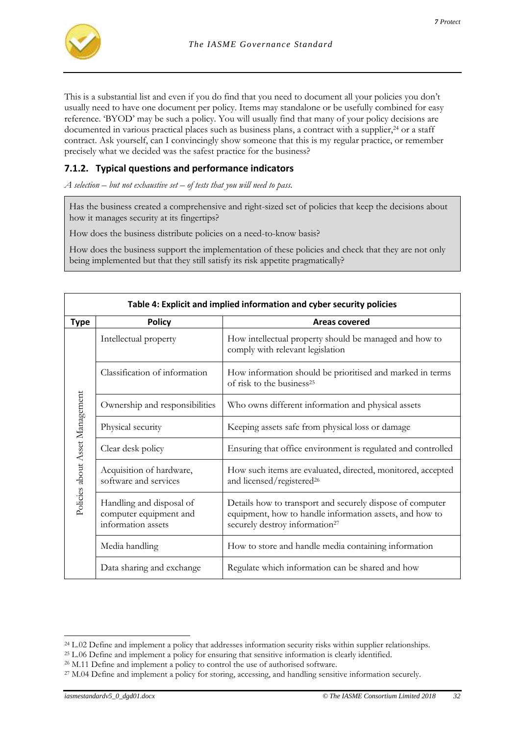This is a substantial list and even if you do find that you need to document all your policies you don't usually need to have one document per policy. Items may standalone or be usefully combined for easy reference. 'BYOD' may be such a policy. You will usually find that many of your policy decisions are documented in various practical places such as business plans, a contract with a supplier,[24] or a staff contract. Ask yourself, can I convincingly show someone that this is my regular practice, or remember precisely what we decided was the safest practice for the business?

### 7.1.2. Typical questions and performance indicators

*A selection – but not exhaustive set – of tests that you will need to pass.*

> Has the business created a comprehensive and right-sized set of policies that keep the decisions about how it manages security at its fingertips?
>
> How does the business distribute policies on a need-to-know basis?
>
> How does the business support the implementation of these policies and check that they are not only being implemented but that they still satisfy its risk appetite pragmatically?

**Table 4: Explicit and implied information and cyber security policies**

| Type | Policy | Areas covered |
|---|---|---|
| Policies about Asset Management | Intellectual property | How intellectual property should be managed and how to comply with relevant legislation |
| | Classification of information | How information should be prioritised and marked in terms of risk to the business[25] |
| | Ownership and responsibilities | Who owns different information and physical assets |
| | Physical security | Keeping assets safe from physical loss or damage |
| | Clear desk policy | Ensuring that office environment is regulated and controlled |
| | Acquisition of hardware, software and services | How such items are evaluated, directed, monitored, accepted and licensed/registered[26] |
| | Handling and disposal of computer equipment and information assets | Details how to transport and securely dispose of computer equipment, how to handle information assets, and how to securely destroy information[27] |
| | Media handling | How to store and handle media containing information |
| | Data sharing and exchange | Regulate which information can be shared and how |

[24] L.02 Define and implement a policy that addresses information security risks within supplier relationships.

[25] L.06 Define and implement a policy for ensuring that sensitive information is clearly identified.

[26] M.11 Define and implement a policy to control the use of authorised software.

[27] M.04 Define and implement a policy for storing, accessing, and handling sensitive information securely.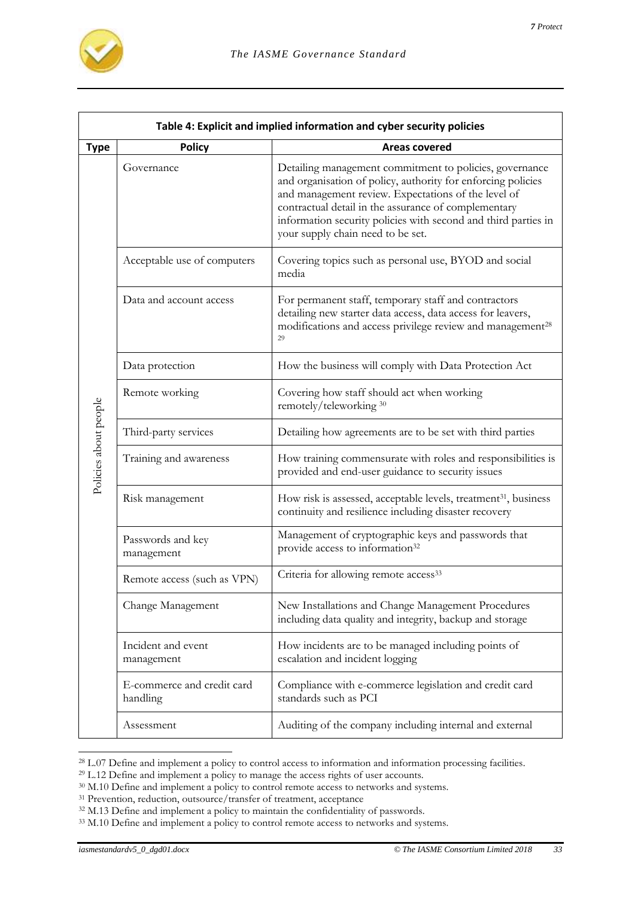**Table 4: Explicit and implied information and cyber security policies**

| Type | Policy | Areas covered |
|---|---|---|
| Policies about people | Governance | Detailing management commitment to policies, governance and organisation of policy, authority for enforcing policies and management review. Expectations of the level of contractual detail in the assurance of complementary information security policies with second and third parties in your supply chain need to be set. |
| | Acceptable use of computers | Covering topics such as personal use, BYOD and social media |
| | Data and account access | For permanent staff, temporary staff and contractors detailing new starter data access, data access for leavers, modifications and access privilege review and management[28][29] |
| | Data protection | How the business will comply with Data Protection Act |
| | Remote working | Covering how staff should act when working remotely/teleworking [30] |
| | Third-party services | Detailing how agreements are to be set with third parties |
| | Training and awareness | How training commensurate with roles and responsibilities is provided and end-user guidance to security issues |
| | Risk management | How risk is assessed, acceptable levels, treatment[31], business continuity and resilience including disaster recovery |
| | Passwords and key management | Management of cryptographic keys and passwords that provide access to information[32] |
| | Remote access (such as VPN) | Criteria for allowing remote access[33] |
| | Change Management | New Installations and Change Management Procedures including data quality and integrity, backup and storage |
| | Incident and event management | How incidents are to be managed including points of escalation and incident logging |
| | E-commerce and credit card handling | Compliance with e-commerce legislation and credit card standards such as PCI |
| | Assessment | Auditing of the company including internal and external |

[28] L.07 Define and implement a policy to control access to information and information processing facilities.

[29] L.12 Define and implement a policy to manage the access rights of user accounts.

[30] M.10 Define and implement a policy to control remote access to networks and systems.

[31] Prevention, reduction, outsource/transfer of treatment, acceptance

[32] M.13 Define and implement a policy to maintain the confidentiality of passwords.

[33] M.10 Define and implement a policy to control remote access to networks and systems.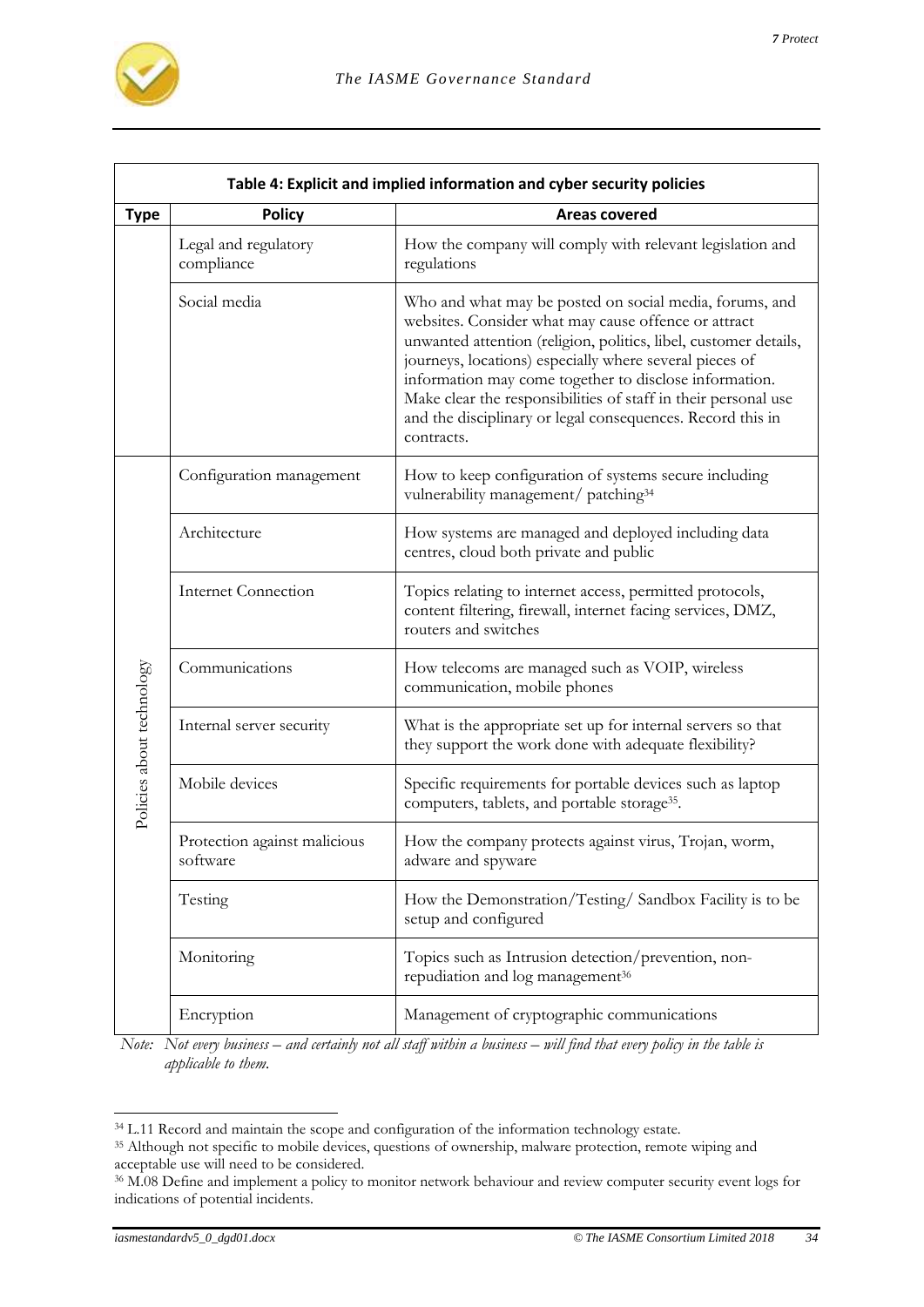**Table 4: Explicit and implied information and cyber security policies**

| Type | Policy | Areas covered |
|---|---|---|
| | Legal and regulatory compliance | How the company will comply with relevant legislation and regulations |
| | Social media | Who and what may be posted on social media, forums, and websites. Consider what may cause offence or attract unwanted attention (religion, politics, libel, customer details, journeys, locations) especially where several pieces of information may come together to disclose information. Make clear the responsibilities of staff in their personal use and the disciplinary or legal consequences. Record this in contracts. |
| Policies about technology | Configuration management | How to keep configuration of systems secure including vulnerability management/ patching[34] |
| | Architecture | How systems are managed and deployed including data centres, cloud both private and public |
| | Internet Connection | Topics relating to internet access, permitted protocols, content filtering, firewall, internet facing services, DMZ, routers and switches |
| | Communications | How telecoms are managed such as VOIP, wireless communication, mobile phones |
| | Internal server security | What is the appropriate set up for internal servers so that they support the work done with adequate flexibility? |
| | Mobile devices | Specific requirements for portable devices such as laptop computers, tablets, and portable storage[35]. |
| | Protection against malicious software | How the company protects against virus, Trojan, worm, adware and spyware |
| | Testing | How the Demonstration/Testing/ Sandbox Facility is to be setup and configured |
| | Monitoring | Topics such as Intrusion detection/prevention, non-repudiation and log management[36] |
| | Encryption | Management of cryptographic communications |

*Note: Not every business – and certainly not all staff within a business – will find that every policy in the table is applicable to them.*

[34] L.11 Record and maintain the scope and configuration of the information technology estate.

[35] Although not specific to mobile devices, questions of ownership, malware protection, remote wiping and acceptable use will need to be considered.

[36] M.08 Define and implement a policy to monitor network behaviour and review computer security event logs for indications of potential incidents.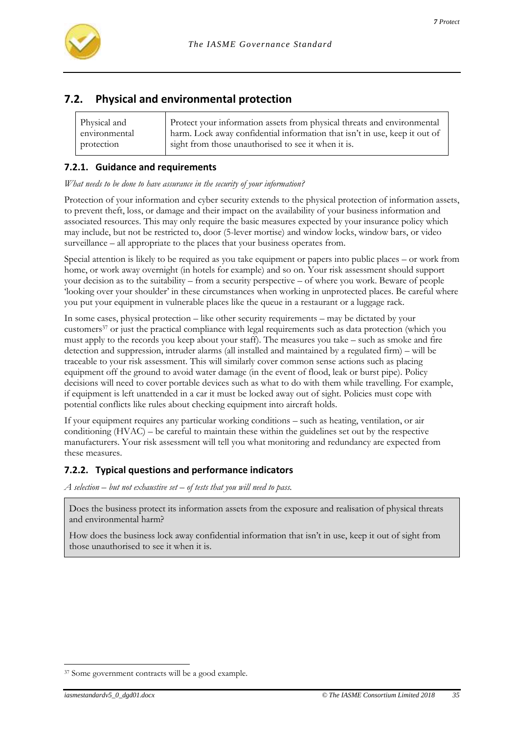## 7.2. Physical and environmental protection

| Physical and environmental protection | Protect your information assets from physical threats and environmental harm. Lock away confidential information that isn't in use, keep it out of sight from those unauthorised to see it when it is. |
|---|---|

### 7.2.1. Guidance and requirements

*What needs to be done to have assurance in the security of your information?*

Protection of your information and cyber security extends to the physical protection of information assets, to prevent theft, loss, or damage and their impact on the availability of your business information and associated resources. This may only require the basic measures expected by your insurance policy which may include, but not be restricted to, door (5-lever mortise) and window locks, window bars, or video surveillance – all appropriate to the places that your business operates from.

Special attention is likely to be required as you take equipment or papers into public places – or work from home, or work away overnight (in hotels for example) and so on. Your risk assessment should support your decision as to the suitability – from a security perspective – of where you work. Beware of people 'looking over your shoulder' in these circumstances when working in unprotected places. Be careful where you put your equipment in vulnerable places like the queue in a restaurant or a luggage rack.

In some cases, physical protection – like other security requirements – may be dictated by your customers[37] or just the practical compliance with legal requirements such as data protection (which you must apply to the records you keep about your staff). The measures you take – such as smoke and fire detection and suppression, intruder alarms (all installed and maintained by a regulated firm) – will be traceable to your risk assessment. This will similarly cover common sense actions such as placing equipment off the ground to avoid water damage (in the event of flood, leak or burst pipe). Policy decisions will need to cover portable devices such as what to do with them while travelling. For example, if equipment is left unattended in a car it must be locked away out of sight. Policies must cope with potential conflicts like rules about checking equipment into aircraft holds.

If your equipment requires any particular working conditions – such as heating, ventilation, or air conditioning (HVAC) – be careful to maintain these within the guidelines set out by the respective manufacturers. Your risk assessment will tell you what monitoring and redundancy are expected from these measures.

### 7.2.2. Typical questions and performance indicators

*A selection – but not exhaustive set – of tests that you will need to pass.*

> Does the business protect its information assets from the exposure and realisation of physical threats and environmental harm?
>
> How does the business lock away confidential information that isn't in use, keep it out of sight from those unauthorised to see it when it is.

---

[37] Some government contracts will be a good example.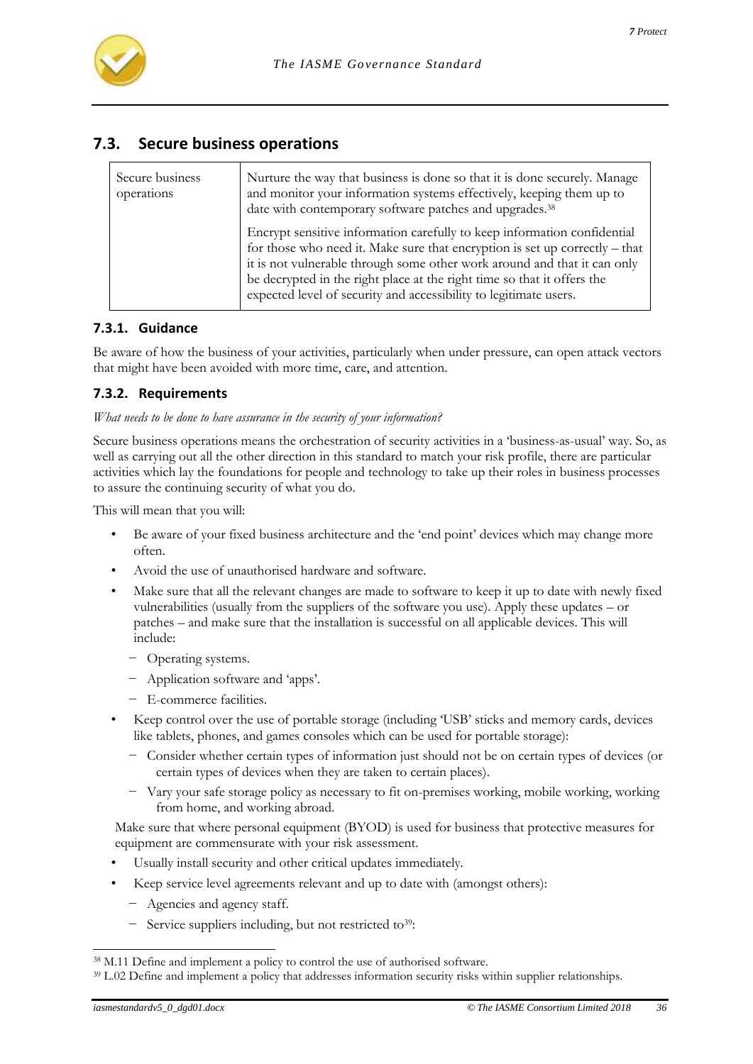## 7.3. Secure business operations

| Secure business operations | Nurture the way that business is done so that it is done securely. Manage and monitor your information systems effectively, keeping them up to date with contemporary software patches and upgrades.[38]<br><br>Encrypt sensitive information carefully to keep information confidential for those who need it. Make sure that encryption is set up correctly – that it is not vulnerable through some other work around and that it can only be decrypted in the right place at the right time so that it offers the expected level of security and accessibility to legitimate users. |
|---|---|

### 7.3.1. Guidance

Be aware of how the business of your activities, particularly when under pressure, can open attack vectors that might have been avoided with more time, care, and attention.

### 7.3.2. Requirements

*What needs to be done to have assurance in the security of your information?*

Secure business operations means the orchestration of security activities in a 'business-as-usual' way. So, as well as carrying out all the other direction in this standard to match your risk profile, there are particular activities which lay the foundations for people and technology to take up their roles in business processes to assure the continuing security of what you do.

This will mean that you will:

- Be aware of your fixed business architecture and the 'end point' devices which may change more often.
- Avoid the use of unauthorised hardware and software.
- Make sure that all the relevant changes are made to software to keep it up to date with newly fixed vulnerabilities (usually from the suppliers of the software you use). Apply these updates – or patches – and make sure that the installation is successful on all applicable devices. This will include:
  - Operating systems.
  - Application software and 'apps'.
  - E-commerce facilities.
- Keep control over the use of portable storage (including 'USB' sticks and memory cards, devices like tablets, phones, and games consoles which can be used for portable storage):
  - Consider whether certain types of information just should not be on certain types of devices (or certain types of devices when they are taken to certain places).
  - Vary your safe storage policy as necessary to fit on-premises working, mobile working, working from home, and working abroad.

  Make sure that where personal equipment (BYOD) is used for business that protective measures for equipment are commensurate with your risk assessment.
- Usually install security and other critical updates immediately.
- Keep service level agreements relevant and up to date with (amongst others):
  - Agencies and agency staff.
  - Service suppliers including, but not restricted to[39]:

[38] M.11 Define and implement a policy to control the use of authorised software.

[39] L.02 Define and implement a policy that addresses information security risks within supplier relationships.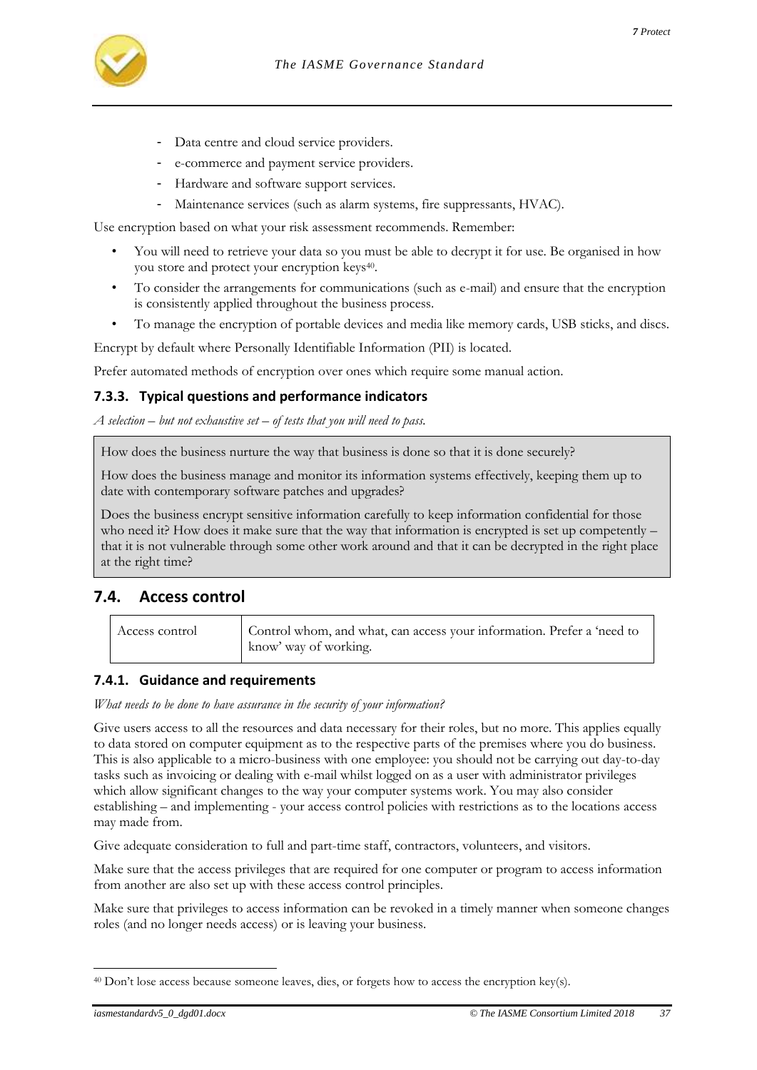- Data centre and cloud service providers.
- e-commerce and payment service providers.
- Hardware and software support services.
- Maintenance services (such as alarm systems, fire suppressants, HVAC).

Use encryption based on what your risk assessment recommends. Remember:

- You will need to retrieve your data so you must be able to decrypt it for use. Be organised in how you store and protect your encryption keys[40].
- To consider the arrangements for communications (such as e-mail) and ensure that the encryption is consistently applied throughout the business process.
- To manage the encryption of portable devices and media like memory cards, USB sticks, and discs.

Encrypt by default where Personally Identifiable Information (PII) is located.

Prefer automated methods of encryption over ones which require some manual action.

### 7.3.3. Typical questions and performance indicators

*A selection – but not exhaustive set – of tests that you will need to pass.*

| |
|---|
| How does the business nurture the way that business is done so that it is done securely? How does the business manage and monitor its information systems effectively, keeping them up to date with contemporary software patches and upgrades? Does the business encrypt sensitive information carefully to keep information confidential for those who need it? How does it make sure that the way that information is encrypted is set up competently – that it is not vulnerable through some other work around and that it can be decrypted in the right place at the right time? |

## 7.4. Access control

| Access control | Control whom, and what, can access your information. Prefer a 'need to know' way of working. |
|---|---|

### 7.4.1. Guidance and requirements

*What needs to be done to have assurance in the security of your information?*

Give users access to all the resources and data necessary for their roles, but no more. This applies equally to data stored on computer equipment as to the respective parts of the premises where you do business. This is also applicable to a micro-business with one employee: you should not be carrying out day-to-day tasks such as invoicing or dealing with e-mail whilst logged on as a user with administrator privileges which allow significant changes to the way your computer systems work. You may also consider establishing – and implementing - your access control policies with restrictions as to the locations access may made from.

Give adequate consideration to full and part-time staff, contractors, volunteers, and visitors.

Make sure that the access privileges that are required for one computer or program to access information from another are also set up with these access control principles.

Make sure that privileges to access information can be revoked in a timely manner when someone changes roles (and no longer needs access) or is leaving your business.

---

[40] Don't lose access because someone leaves, dies, or forgets how to access the encryption key(s).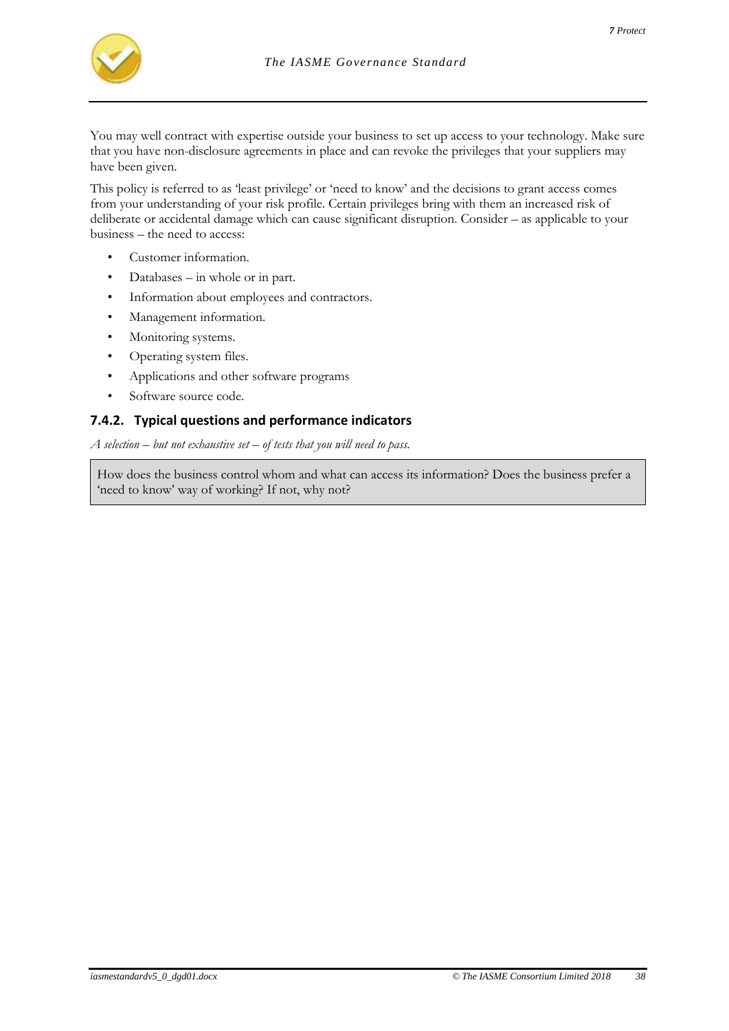You may well contract with expertise outside your business to set up access to your technology. Make sure that you have non-disclosure agreements in place and can revoke the privileges that your suppliers may have been given.

This policy is referred to as 'least privilege' or 'need to know' and the decisions to grant access comes from your understanding of your risk profile. Certain privileges bring with them an increased risk of deliberate or accidental damage which can cause significant disruption. Consider – as applicable to your business – the need to access:

- Customer information.
- Databases – in whole or in part.
- Information about employees and contractors.
- Management information.
- Monitoring systems.
- Operating system files.
- Applications and other software programs
- Software source code.

### 7.4.2. Typical questions and performance indicators

*A selection – but not exhaustive set – of tests that you will need to pass.*

> How does the business control whom and what can access its information? Does the business prefer a 'need to know' way of working? If not, why not?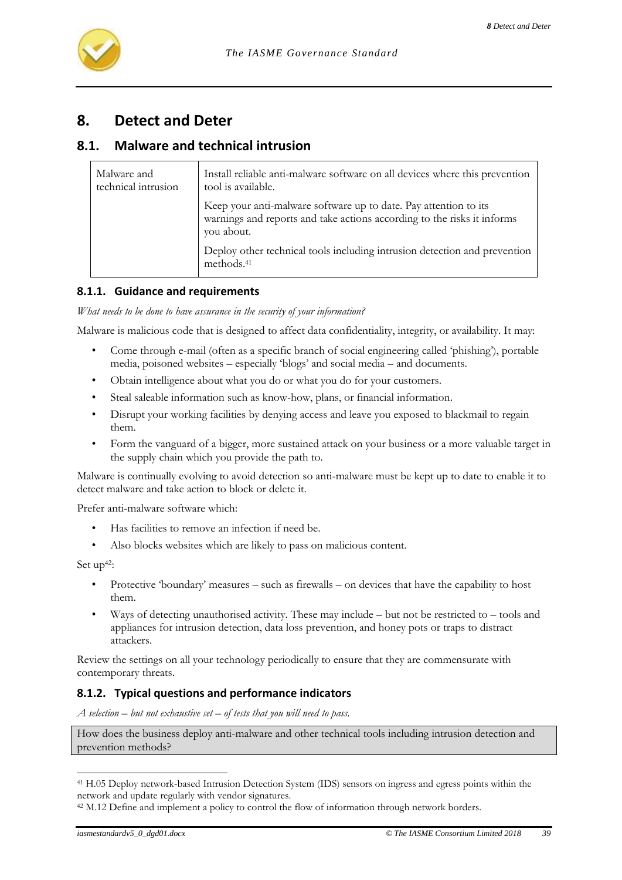# 8. Detect and Deter

## 8.1. Malware and technical intrusion

| Malware and technical intrusion | Install reliable anti-malware software on all devices where this prevention tool is available. |
|---|---|
| | Keep your anti-malware software up to date. Pay attention to its warnings and reports and take actions according to the risks it informs you about. |
| | Deploy other technical tools including intrusion detection and prevention methods.[41] |

### 8.1.1. Guidance and requirements

*What needs to be done to have assurance in the security of your information?*

Malware is malicious code that is designed to affect data confidentiality, integrity, or availability. It may:

- Come through e-mail (often as a specific branch of social engineering called 'phishing'), portable media, poisoned websites – especially 'blogs' and social media – and documents.
- Obtain intelligence about what you do or what you do for your customers.
- Steal saleable information such as know-how, plans, or financial information.
- Disrupt your working facilities by denying access and leave you exposed to blackmail to regain them.
- Form the vanguard of a bigger, more sustained attack on your business or a more valuable target in the supply chain which you provide the path to.

Malware is continually evolving to avoid detection so anti-malware must be kept up to date to enable it to detect malware and take action to block or delete it.

Prefer anti-malware software which:

- Has facilities to remove an infection if need be.
- Also blocks websites which are likely to pass on malicious content.

Set up[42]:

- Protective 'boundary' measures – such as firewalls – on devices that have the capability to host them.
- Ways of detecting unauthorised activity. These may include – but not be restricted to – tools and appliances for intrusion detection, data loss prevention, and honey pots or traps to distract attackers.

Review the settings on all your technology periodically to ensure that they are commensurate with contemporary threats.

### 8.1.2. Typical questions and performance indicators

*A selection – but not exhaustive set – of tests that you will need to pass.*

| How does the business deploy anti-malware and other technical tools including intrusion detection and prevention methods? |
|---|

[41] H.05 Deploy network-based Intrusion Detection System (IDS) sensors on ingress and egress points within the network and update regularly with vendor signatures.

[42] M.12 Define and implement a policy to control the flow of information through network borders.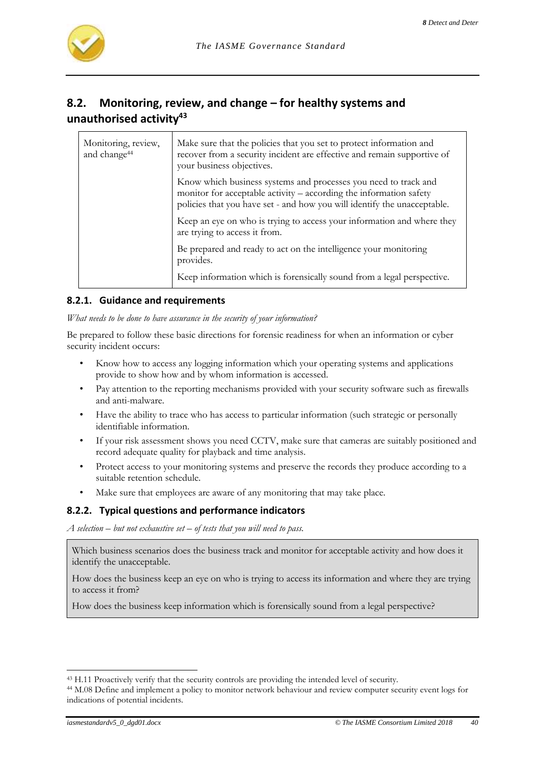## 8.2. Monitoring, review, and change – for healthy systems and unauthorised activity[43]

| | |
|---|---|
| Monitoring, review, and change[44] | Make sure that the policies that you set to protect information and recover from a security incident are effective and remain supportive of your business objectives. |
| | Know which business systems and processes you need to track and monitor for acceptable activity – according the information safety policies that you have set - and how you will identify the unacceptable. |
| | Keep an eye on who is trying to access your information and where they are trying to access it from. |
| | Be prepared and ready to act on the intelligence your monitoring provides. |
| | Keep information which is forensically sound from a legal perspective. |

### 8.2.1. Guidance and requirements

*What needs to be done to have assurance in the security of your information?*

Be prepared to follow these basic directions for forensic readiness for when an information or cyber security incident occurs:

- Know how to access any logging information which your operating systems and applications provide to show how and by whom information is accessed.
- Pay attention to the reporting mechanisms provided with your security software such as firewalls and anti-malware.
- Have the ability to trace who has access to particular information (such strategic or personally identifiable information.
- If your risk assessment shows you need CCTV, make sure that cameras are suitably positioned and record adequate quality for playback and time analysis.
- Protect access to your monitoring systems and preserve the records they produce according to a suitable retention schedule.
- Make sure that employees are aware of any monitoring that may take place.

### 8.2.2. Typical questions and performance indicators

*A selection – but not exhaustive set – of tests that you will need to pass.*

Which business scenarios does the business track and monitor for acceptable activity and how does it identify the unacceptable.

How does the business keep an eye on who is trying to access its information and where they are trying to access it from?

How does the business keep information which is forensically sound from a legal perspective?

---

[43] H.11 Proactively verify that the security controls are providing the intended level of security.

[44] M.08 Define and implement a policy to monitor network behaviour and review computer security event logs for indications of potential incidents.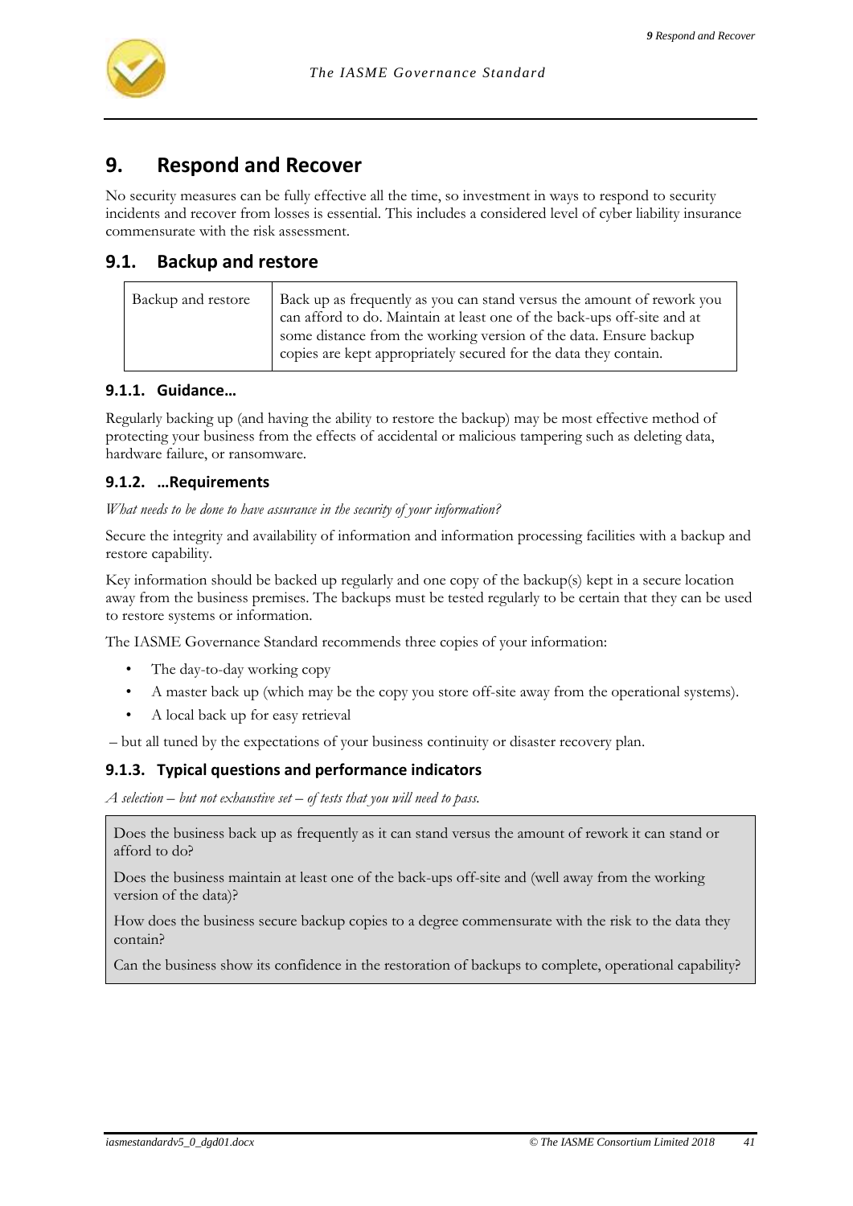# 9. Respond and Recover

No security measures can be fully effective all the time, so investment in ways to respond to security incidents and recover from losses is essential. This includes a considered level of cyber liability insurance commensurate with the risk assessment.

## 9.1. Backup and restore

| Backup and restore | Back up as frequently as you can stand versus the amount of rework you can afford to do. Maintain at least one of the back-ups off-site and at some distance from the working version of the data. Ensure backup copies are kept appropriately secured for the data they contain. |
|---|---|

### 9.1.1. Guidance…

Regularly backing up (and having the ability to restore the backup) may be most effective method of protecting your business from the effects of accidental or malicious tampering such as deleting data, hardware failure, or ransomware.

### 9.1.2. …Requirements

*What needs to be done to have assurance in the security of your information?*

Secure the integrity and availability of information and information processing facilities with a backup and restore capability.

Key information should be backed up regularly and one copy of the backup(s) kept in a secure location away from the business premises. The backups must be tested regularly to be certain that they can be used to restore systems or information.

The IASME Governance Standard recommends three copies of your information:

- The day-to-day working copy
- A master back up (which may be the copy you store off-site away from the operational systems).
- A local back up for easy retrieval

– but all tuned by the expectations of your business continuity or disaster recovery plan.

### 9.1.3. Typical questions and performance indicators

*A selection – but not exhaustive set – of tests that you will need to pass.*

Does the business back up as frequently as it can stand versus the amount of rework it can stand or afford to do?

Does the business maintain at least one of the back-ups off-site and (well away from the working version of the data)?

How does the business secure backup copies to a degree commensurate with the risk to the data they contain?

Can the business show its confidence in the restoration of backups to complete, operational capability?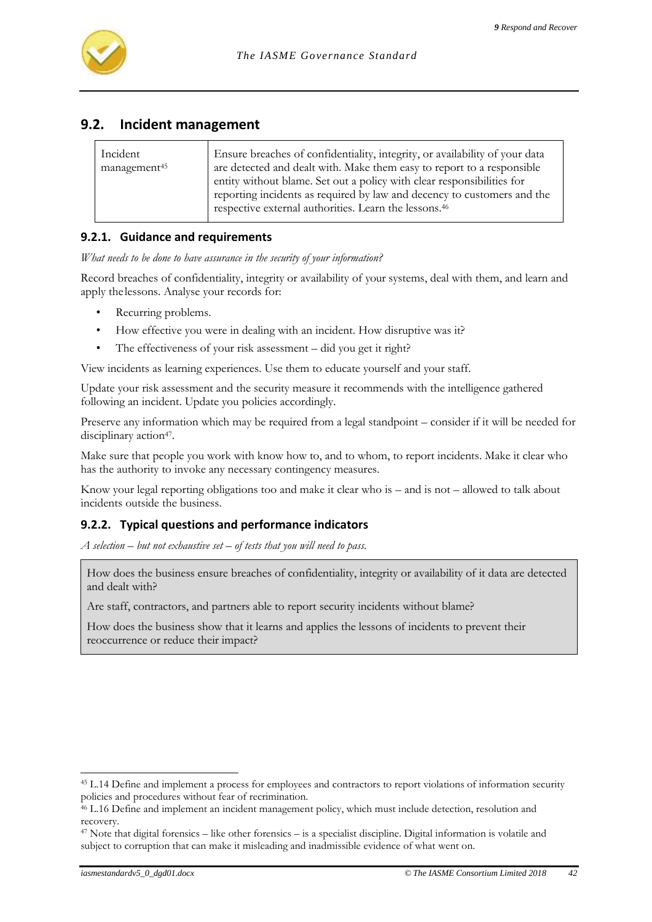## 9.2. Incident management

| Incident management[45] | Ensure breaches of confidentiality, integrity, or availability of your data are detected and dealt with. Make them easy to report to a responsible entity without blame. Set out a policy with clear responsibilities for reporting incidents as required by law and decency to customers and the respective external authorities. Learn the lessons.[46] |
|---|---|

### 9.2.1. Guidance and requirements

*What needs to be done to have assurance in the security of your information?*

Record breaches of confidentiality, integrity or availability of your systems, deal with them, and learn and apply the lessons. Analyse your records for:

- Recurring problems.
- How effective you were in dealing with an incident. How disruptive was it?
- The effectiveness of your risk assessment – did you get it right?

View incidents as learning experiences. Use them to educate yourself and your staff.

Update your risk assessment and the security measure it recommends with the intelligence gathered following an incident. Update you policies accordingly.

Preserve any information which may be required from a legal standpoint – consider if it will be needed for disciplinary action[47].

Make sure that people you work with know how to, and to whom, to report incidents. Make it clear who has the authority to invoke any necessary contingency measures.

Know your legal reporting obligations too and make it clear who is – and is not – allowed to talk about incidents outside the business.

### 9.2.2. Typical questions and performance indicators

*A selection – but not exhaustive set – of tests that you will need to pass.*

How does the business ensure breaches of confidentiality, integrity or availability of it data are detected and dealt with?

Are staff, contractors, and partners able to report security incidents without blame?

How does the business show that it learns and applies the lessons of incidents to prevent their reoccurrence or reduce their impact?

---

[45] L.14 Define and implement a process for employees and contractors to report violations of information security policies and procedures without fear of recrimination.

[46] L.16 Define and implement an incident management policy, which must include detection, resolution and recovery.

[47] Note that digital forensics – like other forensics – is a specialist discipline. Digital information is volatile and subject to corruption that can make it misleading and inadmissible evidence of what went on.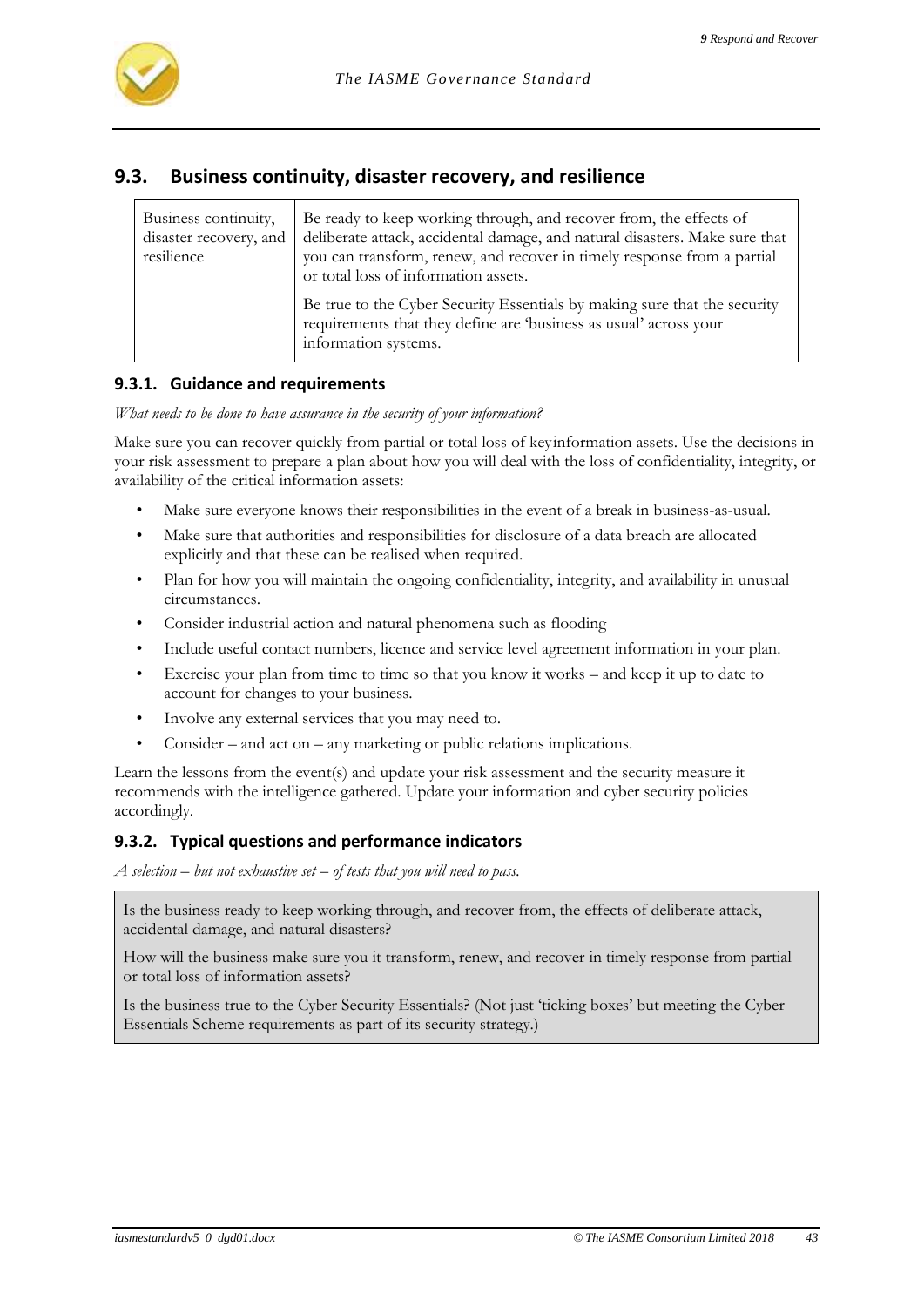## 9.3. Business continuity, disaster recovery, and resilience

| Business continuity, disaster recovery, and resilience | Be ready to keep working through, and recover from, the effects of deliberate attack, accidental damage, and natural disasters. Make sure that you can transform, renew, and recover in timely response from a partial or total loss of information assets.<br><br>Be true to the Cyber Security Essentials by making sure that the security requirements that they define are 'business as usual' across your information systems. |
|---|---|

### 9.3.1. Guidance and requirements

*What needs to be done to have assurance in the security of your information?*

Make sure you can recover quickly from partial or total loss of keyinformation assets. Use the decisions in your risk assessment to prepare a plan about how you will deal with the loss of confidentiality, integrity, or availability of the critical information assets:

- Make sure everyone knows their responsibilities in the event of a break in business-as-usual.
- Make sure that authorities and responsibilities for disclosure of a data breach are allocated explicitly and that these can be realised when required.
- Plan for how you will maintain the ongoing confidentiality, integrity, and availability in unusual circumstances.
- Consider industrial action and natural phenomena such as flooding
- Include useful contact numbers, licence and service level agreement information in your plan.
- Exercise your plan from time to time so that you know it works – and keep it up to date to account for changes to your business.
- Involve any external services that you may need to.
- Consider – and act on – any marketing or public relations implications.

Learn the lessons from the event(s) and update your risk assessment and the security measure it recommends with the intelligence gathered. Update your information and cyber security policies accordingly.

### 9.3.2. Typical questions and performance indicators

*A selection – but not exhaustive set – of tests that you will need to pass.*

Is the business ready to keep working through, and recover from, the effects of deliberate attack, accidental damage, and natural disasters?

How will the business make sure you it transform, renew, and recover in timely response from partial or total loss of information assets?

Is the business true to the Cyber Security Essentials? (Not just 'ticking boxes' but meeting the Cyber Essentials Scheme requirements as part of its security strategy.)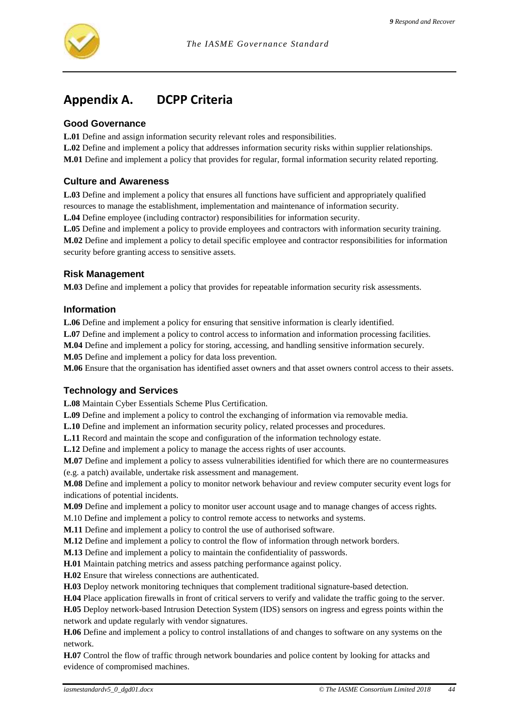# Appendix A. DCPP Criteria

### Good Governance

**L.01** Define and assign information security relevant roles and responsibilities.

**L.02** Define and implement a policy that addresses information security risks within supplier relationships.

**M.01** Define and implement a policy that provides for regular, formal information security related reporting.

### Culture and Awareness

**L.03** Define and implement a policy that ensures all functions have sufficient and appropriately qualified resources to manage the establishment, implementation and maintenance of information security.

**L.04** Define employee (including contractor) responsibilities for information security.

**L.05** Define and implement a policy to provide employees and contractors with information security training.

**M.02** Define and implement a policy to detail specific employee and contractor responsibilities for information security before granting access to sensitive assets.

### Risk Management

**M.03** Define and implement a policy that provides for repeatable information security risk assessments.

### Information

**L.06** Define and implement a policy for ensuring that sensitive information is clearly identified.

**L.07** Define and implement a policy to control access to information and information processing facilities.

**M.04** Define and implement a policy for storing, accessing, and handling sensitive information securely.

**M.05** Define and implement a policy for data loss prevention.

**M.06** Ensure that the organisation has identified asset owners and that asset owners control access to their assets.

### Technology and Services

**L.08** Maintain Cyber Essentials Scheme Plus Certification.

**L.09** Define and implement a policy to control the exchanging of information via removable media.

**L.10** Define and implement an information security policy, related processes and procedures.

**L.11** Record and maintain the scope and configuration of the information technology estate.

**L.12** Define and implement a policy to manage the access rights of user accounts.

**M.07** Define and implement a policy to assess vulnerabilities identified for which there are no countermeasures (e.g. a patch) available, undertake risk assessment and management.

**M.08** Define and implement a policy to monitor network behaviour and review computer security event logs for indications of potential incidents.

**M.09** Define and implement a policy to monitor user account usage and to manage changes of access rights.

M.10 Define and implement a policy to control remote access to networks and systems.

**M.11** Define and implement a policy to control the use of authorised software.

**M.12** Define and implement a policy to control the flow of information through network borders.

**M.13** Define and implement a policy to maintain the confidentiality of passwords.

**H.01** Maintain patching metrics and assess patching performance against policy.

**H.02** Ensure that wireless connections are authenticated.

**H.03** Deploy network monitoring techniques that complement traditional signature-based detection.

**H.04** Place application firewalls in front of critical servers to verify and validate the traffic going to the server.

**H.05** Deploy network-based Intrusion Detection System (IDS) sensors on ingress and egress points within the network and update regularly with vendor signatures.

**H.06** Define and implement a policy to control installations of and changes to software on any systems on the network.

**H.07** Control the flow of traffic through network boundaries and police content by looking for attacks and evidence of compromised machines.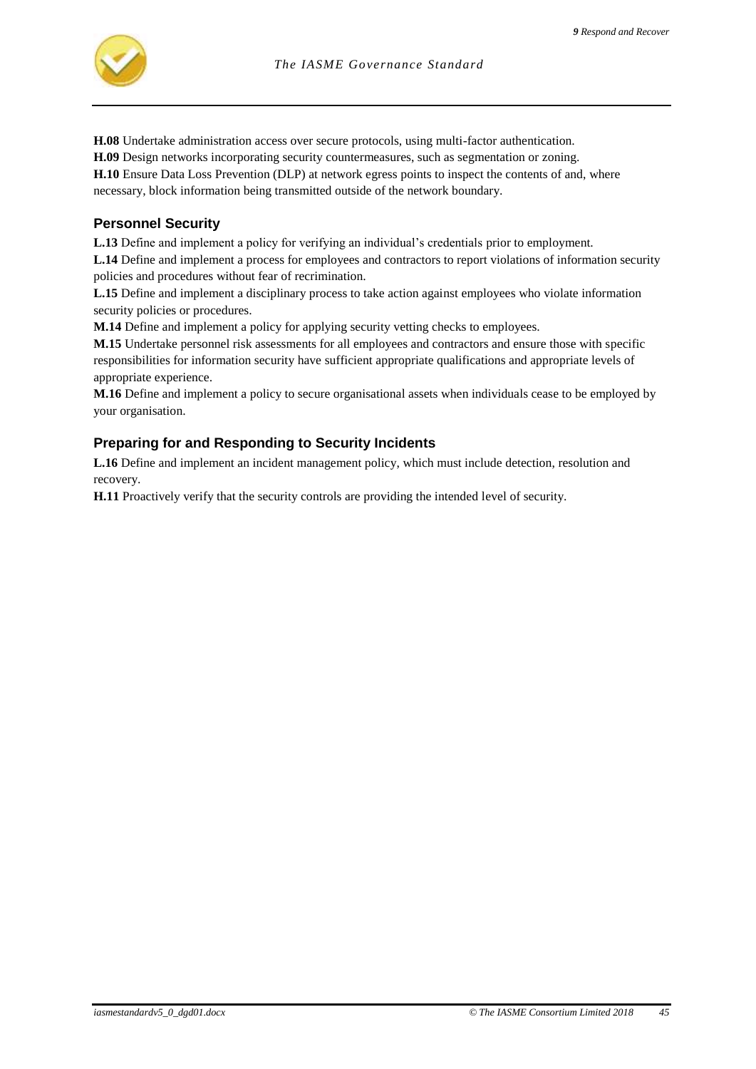**H.08** Undertake administration access over secure protocols, using multi-factor authentication.

**H.09** Design networks incorporating security countermeasures, such as segmentation or zoning.

**H.10** Ensure Data Loss Prevention (DLP) at network egress points to inspect the contents of and, where necessary, block information being transmitted outside of the network boundary.

### Personnel Security

**L.13** Define and implement a policy for verifying an individual's credentials prior to employment.

**L.14** Define and implement a process for employees and contractors to report violations of information security policies and procedures without fear of recrimination.

**L.15** Define and implement a disciplinary process to take action against employees who violate information security policies or procedures.

**M.14** Define and implement a policy for applying security vetting checks to employees.

**M.15** Undertake personnel risk assessments for all employees and contractors and ensure those with specific responsibilities for information security have sufficient appropriate qualifications and appropriate levels of appropriate experience.

**M.16** Define and implement a policy to secure organisational assets when individuals cease to be employed by your organisation.

### Preparing for and Responding to Security Incidents

**L.16** Define and implement an incident management policy, which must include detection, resolution and recovery.

**H.11** Proactively verify that the security controls are providing the intended level of security.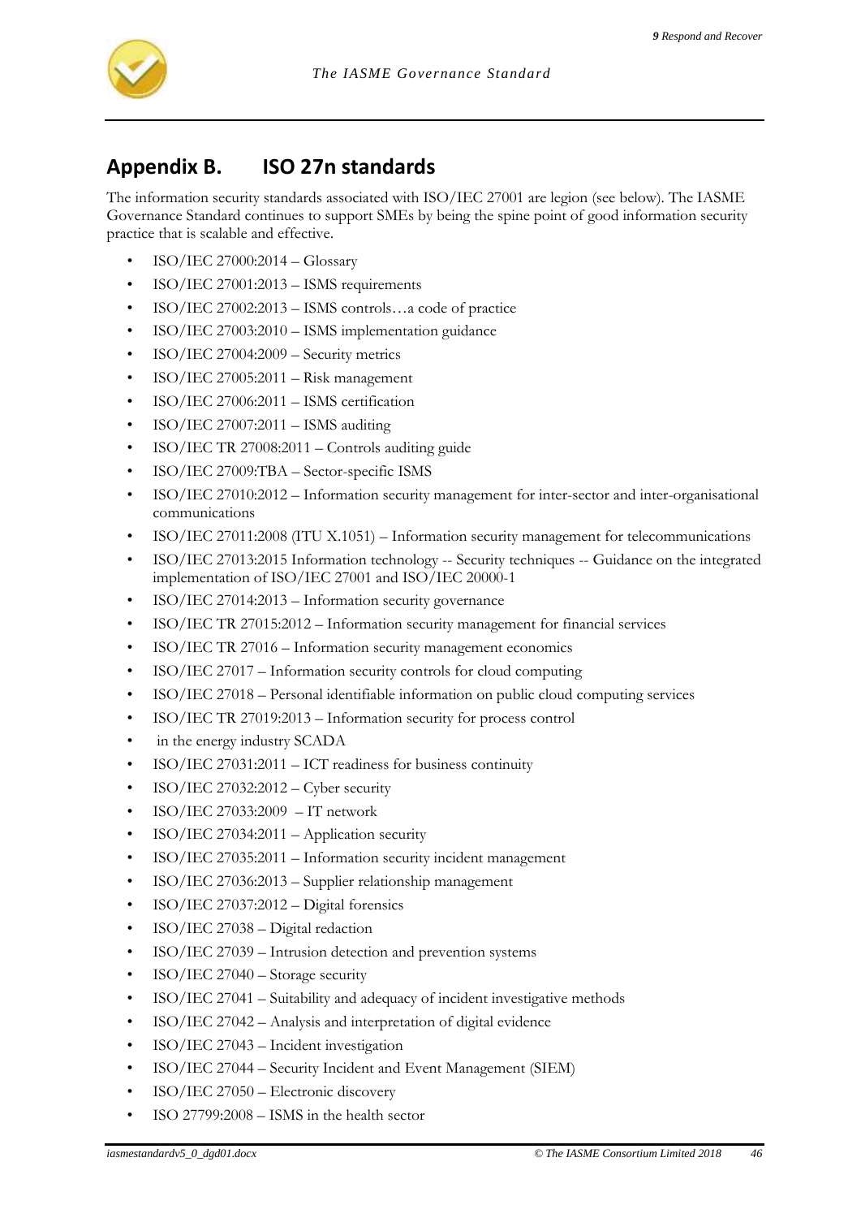## Appendix B. ISO 27n standards

The information security standards associated with ISO/IEC 27001 are legion (see below). The IASME Governance Standard continues to support SMEs by being the spine point of good information security practice that is scalable and effective.

- ISO/IEC 27000:2014 – Glossary
- ISO/IEC 27001:2013 – ISMS requirements
- ISO/IEC 27002:2013 – ISMS controls…a code of practice
- ISO/IEC 27003:2010 – ISMS implementation guidance
- ISO/IEC 27004:2009 – Security metrics
- ISO/IEC 27005:2011 – Risk management
- ISO/IEC 27006:2011 – ISMS certification
- ISO/IEC 27007:2011 – ISMS auditing
- ISO/IEC TR 27008:2011 – Controls auditing guide
- ISO/IEC 27009:TBA – Sector-specific ISMS
- ISO/IEC 27010:2012 – Information security management for inter-sector and inter-organisational communications
- ISO/IEC 27011:2008 (ITU X.1051) – Information security management for telecommunications
- ISO/IEC 27013:2015 Information technology -- Security techniques -- Guidance on the integrated implementation of ISO/IEC 27001 and ISO/IEC 20000-1
- ISO/IEC 27014:2013 – Information security governance
- ISO/IEC TR 27015:2012 – Information security management for financial services
- ISO/IEC TR 27016 – Information security management economics
- ISO/IEC 27017 – Information security controls for cloud computing
- ISO/IEC 27018 – Personal identifiable information on public cloud computing services
- ISO/IEC TR 27019:2013 – Information security for process control
- in the energy industry SCADA
- ISO/IEC 27031:2011 – ICT readiness for business continuity
- ISO/IEC 27032:2012 – Cyber security
- ISO/IEC 27033:2009 – IT network
- ISO/IEC 27034:2011 – Application security
- ISO/IEC 27035:2011 – Information security incident management
- ISO/IEC 27036:2013 – Supplier relationship management
- ISO/IEC 27037:2012 – Digital forensics
- ISO/IEC 27038 – Digital redaction
- ISO/IEC 27039 – Intrusion detection and prevention systems
- ISO/IEC 27040 – Storage security
- ISO/IEC 27041 – Suitability and adequacy of incident investigative methods
- ISO/IEC 27042 – Analysis and interpretation of digital evidence
- ISO/IEC 27043 – Incident investigation
- ISO/IEC 27044 – Security Incident and Event Management (SIEM)
- ISO/IEC 27050 – Electronic discovery
- ISO 27799:2008 – ISMS in the health sector